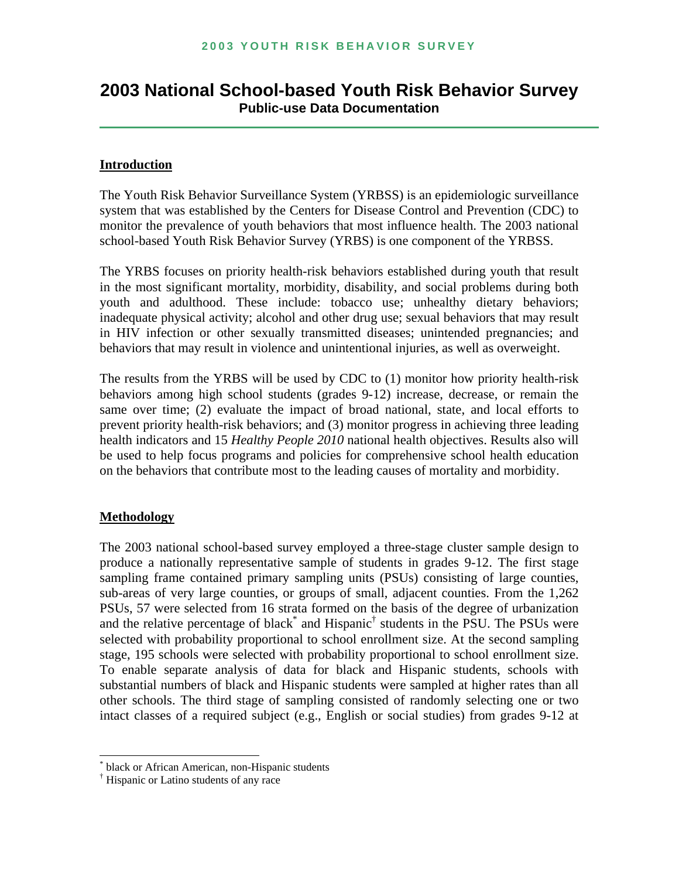# 2003 National School-based Youth Risk Behavior Survey

**Public-use Data Documentation**

## Introduction

The Youth Risk Behavior Surveillance System (YRBSS) is an epidemiologic surveillance system that was established by the Centers for Disease Control and Prevention (CDC) to monitor the prevalence of youth behaviors that most influence health. The 2003 national school-based Youth Risk Behavior Survey (YRBS) is one component of the YRBSS.

The YRBS focuses on priority health-risk behaviors established during youth that result in the most significant mortality, morbidity, disability, and social problems during both youth and adulthood. These include: tobacco use; unhealthy dietary behaviors; inadequate physical activity; alcohol and other drug use; sexual behaviors that may result in HIV infection or other sexually transmitted diseases; unintended pregnancies; and behaviors that may result in violence and unintentional injuries, as well as overweight.

The results from the YRBS will be used by CDC to (1) monitor how priority health-risk behaviors among high school students (grades 9-12) increase, decrease, or remain the same over time; (2) evaluate the impact of broad national, state, and local efforts to prevent priority health-risk behaviors; and (3) monitor progress in achieving three leading health indicators and 15 *Healthy People 2010* national health objectives. Results also will be used to help focus programs and policies for comprehensive school health education on the behaviors that contribute most to the leading causes of mortality and morbidity.

## Methodology

The 2003 national school-based survey employed a three-stage cluster sample design to produce a nationally representative sample of students in grades 9-12. The first stage sampling frame contained primary sampling units (PSUs) consisting of large counties, sub-areas of very large counties, or groups of small, adjacent counties. From the 1,262 PSUs, 57 were selected from 16 strata formed on the basis of the degree of urbanization and the relative percentage of black* and Hispanic† students in the PSU. The PSUs were selected with probability proportional to school enrollment size. At the second sampling stage, 195 schools were selected with probability proportional to school enrollment size. To enable separate analysis of data for black and Hispanic students, schools with substantial numbers of black and Hispanic students were sampled at higher rates than all other schools. The third stage of sampling consisted of randomly selecting one or two intact classes of a required subject (e.g., English or social studies) from grades 9-12 at

---

\* black or African American, non-Hispanic students

† Hispanic or Latino students of any race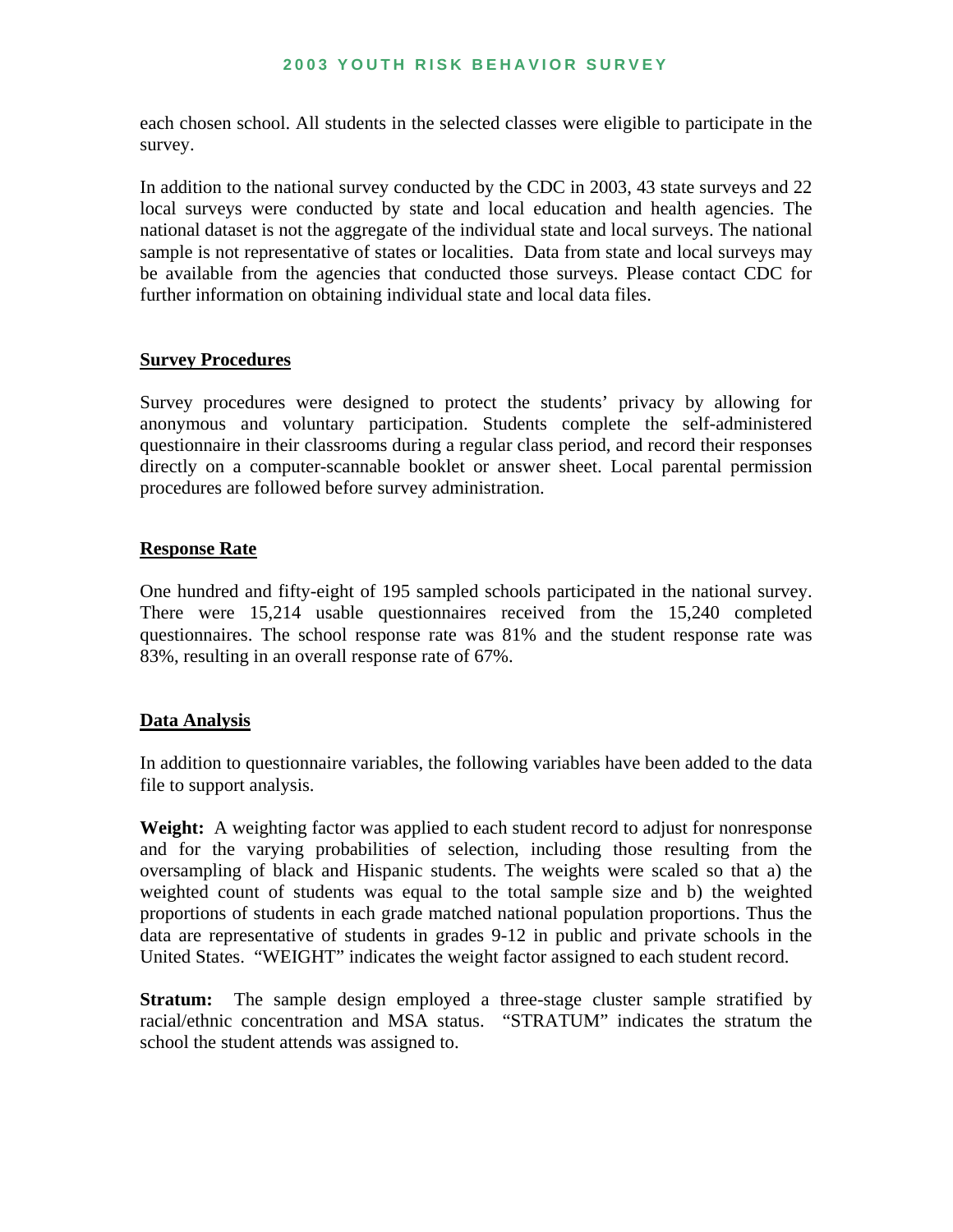each chosen school. All students in the selected classes were eligible to participate in the survey.

In addition to the national survey conducted by the CDC in 2003, 43 state surveys and 22 local surveys were conducted by state and local education and health agencies. The national dataset is not the aggregate of the individual state and local surveys. The national sample is not representative of states or localities. Data from state and local surveys may be available from the agencies that conducted those surveys. Please contact CDC for further information on obtaining individual state and local data files.

## Survey Procedures

Survey procedures were designed to protect the students' privacy by allowing for anonymous and voluntary participation. Students complete the self-administered questionnaire in their classrooms during a regular class period, and record their responses directly on a computer-scannable booklet or answer sheet. Local parental permission procedures are followed before survey administration.

## Response Rate

One hundred and fifty-eight of 195 sampled schools participated in the national survey. There were 15,214 usable questionnaires received from the 15,240 completed questionnaires. The school response rate was 81% and the student response rate was 83%, resulting in an overall response rate of 67%.

## Data Analysis

In addition to questionnaire variables, the following variables have been added to the data file to support analysis.

**Weight:** A weighting factor was applied to each student record to adjust for nonresponse and for the varying probabilities of selection, including those resulting from the oversampling of black and Hispanic students. The weights were scaled so that a) the weighted count of students was equal to the total sample size and b) the weighted proportions of students in each grade matched national population proportions. Thus the data are representative of students in grades 9-12 in public and private schools in the United States. "WEIGHT" indicates the weight factor assigned to each student record.

**Stratum:** The sample design employed a three-stage cluster sample stratified by racial/ethnic concentration and MSA status. "STRATUM" indicates the stratum the school the student attends was assigned to.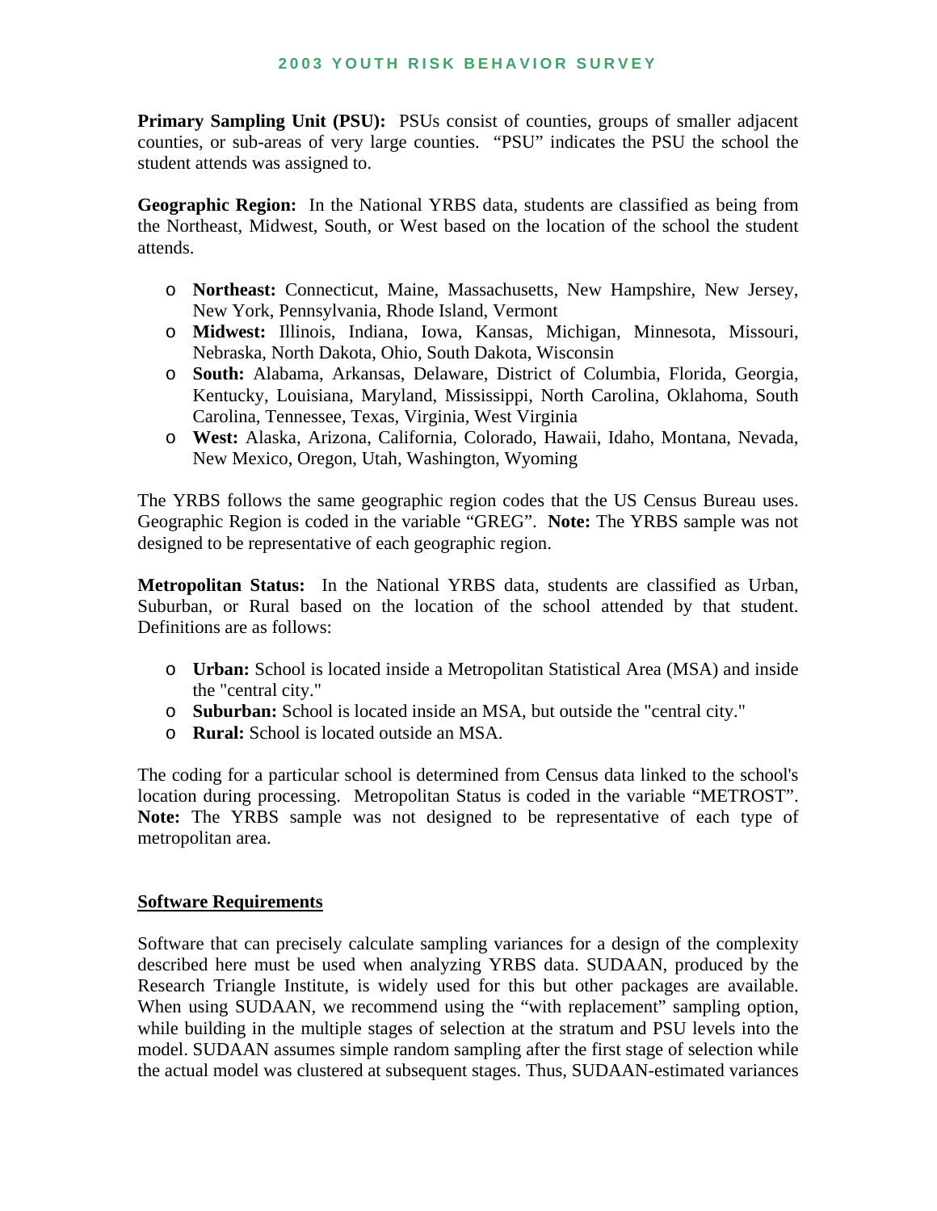**Primary Sampling Unit (PSU):** PSUs consist of counties, groups of smaller adjacent counties, or sub-areas of very large counties. "PSU" indicates the PSU the school the student attends was assigned to.

**Geographic Region:** In the National YRBS data, students are classified as being from the Northeast, Midwest, South, or West based on the location of the school the student attends.

- **Northeast:** Connecticut, Maine, Massachusetts, New Hampshire, New Jersey, New York, Pennsylvania, Rhode Island, Vermont
- **Midwest:** Illinois, Indiana, Iowa, Kansas, Michigan, Minnesota, Missouri, Nebraska, North Dakota, Ohio, South Dakota, Wisconsin
- **South:** Alabama, Arkansas, Delaware, District of Columbia, Florida, Georgia, Kentucky, Louisiana, Maryland, Mississippi, North Carolina, Oklahoma, South Carolina, Tennessee, Texas, Virginia, West Virginia
- **West:** Alaska, Arizona, California, Colorado, Hawaii, Idaho, Montana, Nevada, New Mexico, Oregon, Utah, Washington, Wyoming

The YRBS follows the same geographic region codes that the US Census Bureau uses. Geographic Region is coded in the variable "GREG". **Note:** The YRBS sample was not designed to be representative of each geographic region.

**Metropolitan Status:** In the National YRBS data, students are classified as Urban, Suburban, or Rural based on the location of the school attended by that student. Definitions are as follows:

- **Urban:** School is located inside a Metropolitan Statistical Area (MSA) and inside the "central city."
- **Suburban:** School is located inside an MSA, but outside the "central city."
- **Rural:** School is located outside an MSA.

The coding for a particular school is determined from Census data linked to the school's location during processing. Metropolitan Status is coded in the variable "METROST". **Note:** The YRBS sample was not designed to be representative of each type of metropolitan area.

## Software Requirements

Software that can precisely calculate sampling variances for a design of the complexity described here must be used when analyzing YRBS data. SUDAAN, produced by the Research Triangle Institute, is widely used for this but other packages are available. When using SUDAAN, we recommend using the "with replacement" sampling option, while building in the multiple stages of selection at the stratum and PSU levels into the model. SUDAAN assumes simple random sampling after the first stage of selection while the actual model was clustered at subsequent stages. Thus, SUDAAN-estimated variances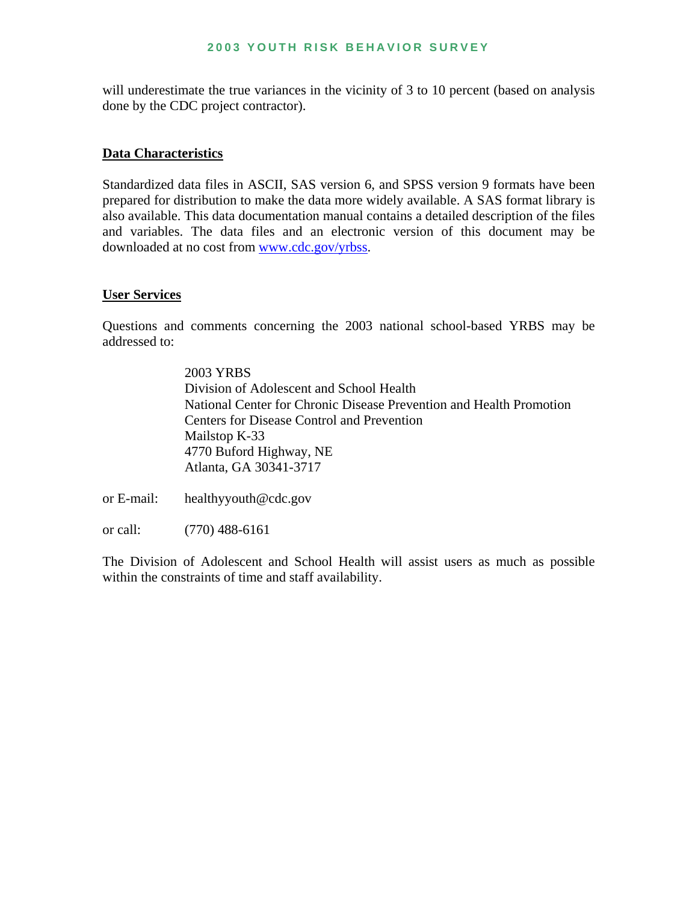will underestimate the true variances in the vicinity of 3 to 10 percent (based on analysis done by the CDC project contractor).

## Data Characteristics

Standardized data files in ASCII, SAS version 6, and SPSS version 9 formats have been prepared for distribution to make the data more widely available. A SAS format library is also available. This data documentation manual contains a detailed description of the files and variables. The data files and an electronic version of this document may be downloaded at no cost from [www.cdc.gov/yrbss](http://www.cdc.gov/yrbss).

## User Services

Questions and comments concerning the 2003 national school-based YRBS may be addressed to:

2003 YRBS
Division of Adolescent and School Health
National Center for Chronic Disease Prevention and Health Promotion
Centers for Disease Control and Prevention
Mailstop K-33
4770 Buford Highway, NE
Atlanta, GA 30341-3717

or E-mail: healthyyouth@cdc.gov

or call: (770) 488-6161

The Division of Adolescent and School Health will assist users as much as possible within the constraints of time and staff availability.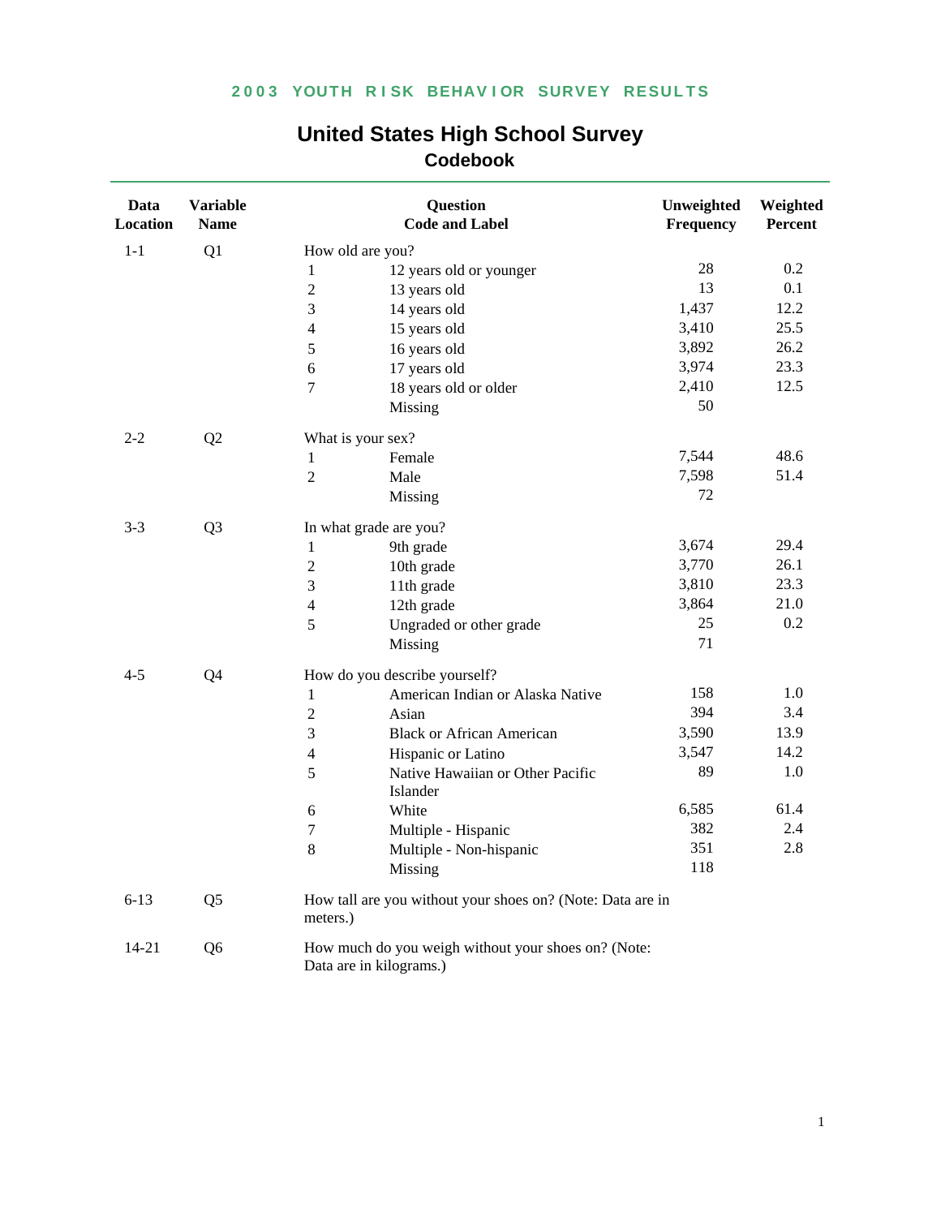**2003 YOUTH RISK BEHAVIOR SURVEY RESULTS**

# United States High School Survey

## Codebook

| Data Location | Variable Name | Question Code and Label | | Unweighted Frequency | Weighted Percent |
|---|---|---|---|---|---|
| 1-1 | Q1 | How old are you? | | | |
| | | 1 | 12 years old or younger | 28 | 0.2 |
| | | 2 | 13 years old | 13 | 0.1 |
| | | 3 | 14 years old | 1,437 | 12.2 |
| | | 4 | 15 years old | 3,410 | 25.5 |
| | | 5 | 16 years old | 3,892 | 26.2 |
| | | 6 | 17 years old | 3,974 | 23.3 |
| | | 7 | 18 years old or older | 2,410 | 12.5 |
| | | | Missing | 50 | |
| 2-2 | Q2 | What is your sex? | | | |
| | | 1 | Female | 7,544 | 48.6 |
| | | 2 | Male | 7,598 | 51.4 |
| | | | Missing | 72 | |
| 3-3 | Q3 | In what grade are you? | | | |
| | | 1 | 9th grade | 3,674 | 29.4 |
| | | 2 | 10th grade | 3,770 | 26.1 |
| | | 3 | 11th grade | 3,810 | 23.3 |
| | | 4 | 12th grade | 3,864 | 21.0 |
| | | 5 | Ungraded or other grade | 25 | 0.2 |
| | | | Missing | 71 | |
| 4-5 | Q4 | How do you describe yourself? | | | |
| | | 1 | American Indian or Alaska Native | 158 | 1.0 |
| | | 2 | Asian | 394 | 3.4 |
| | | 3 | Black or African American | 3,590 | 13.9 |
| | | 4 | Hispanic or Latino | 3,547 | 14.2 |
| | | 5 | Native Hawaiian or Other Pacific Islander | 89 | 1.0 |
| | | 6 | White | 6,585 | 61.4 |
| | | 7 | Multiple - Hispanic | 382 | 2.4 |
| | | 8 | Multiple - Non-hispanic | 351 | 2.8 |
| | | | Missing | 118 | |
| 6-13 | Q5 | How tall are you without your shoes on? (Note: Data are in meters.) | | | |
| 14-21 | Q6 | How much do you weigh without your shoes on? (Note: Data are in kilograms.) | | | |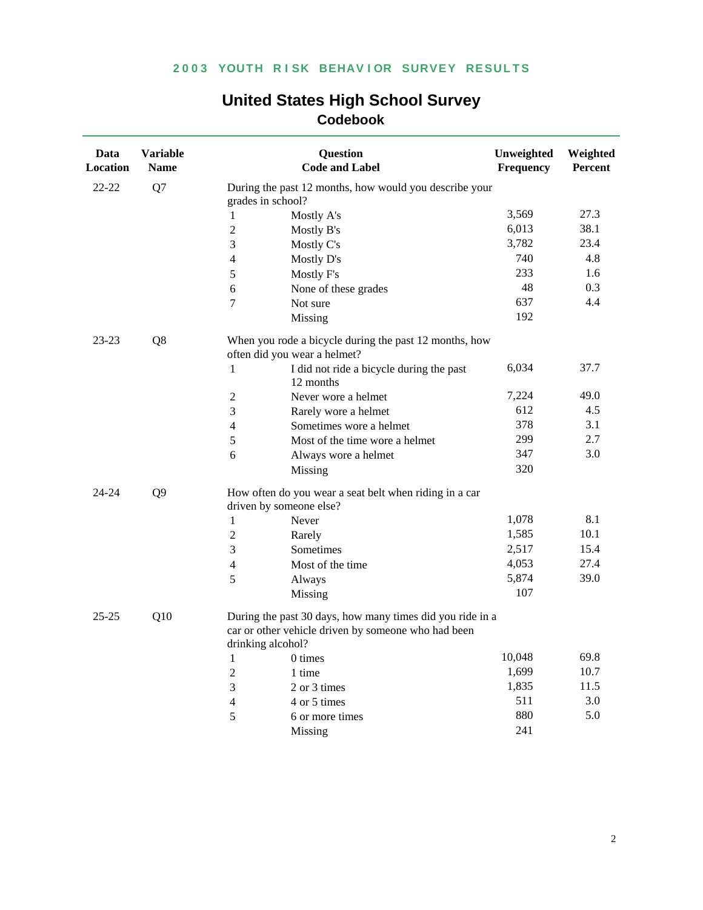# United States High School Survey

## Codebook

| Data Location | Variable Name | Question Code and Label | | Unweighted Frequency | Weighted Percent |
|---|---|---|---|---|---|
| 22-22 | Q7 | During the past 12 months, how would you describe your grades in school? | | | |
| | | 1 | Mostly A's | 3,569 | 27.3 |
| | | 2 | Mostly B's | 6,013 | 38.1 |
| | | 3 | Mostly C's | 3,782 | 23.4 |
| | | 4 | Mostly D's | 740 | 4.8 |
| | | 5 | Mostly F's | 233 | 1.6 |
| | | 6 | None of these grades | 48 | 0.3 |
| | | 7 | Not sure | 637 | 4.4 |
| | | | Missing | 192 | |
| 23-23 | Q8 | When you rode a bicycle during the past 12 months, how often did you wear a helmet? | | | |
| | | 1 | I did not ride a bicycle during the past 12 months | 6,034 | 37.7 |
| | | 2 | Never wore a helmet | 7,224 | 49.0 |
| | | 3 | Rarely wore a helmet | 612 | 4.5 |
| | | 4 | Sometimes wore a helmet | 378 | 3.1 |
| | | 5 | Most of the time wore a helmet | 299 | 2.7 |
| | | 6 | Always wore a helmet | 347 | 3.0 |
| | | | Missing | 320 | |
| 24-24 | Q9 | How often do you wear a seat belt when riding in a car driven by someone else? | | | |
| | | 1 | Never | 1,078 | 8.1 |
| | | 2 | Rarely | 1,585 | 10.1 |
| | | 3 | Sometimes | 2,517 | 15.4 |
| | | 4 | Most of the time | 4,053 | 27.4 |
| | | 5 | Always | 5,874 | 39.0 |
| | | | Missing | 107 | |
| 25-25 | Q10 | During the past 30 days, how many times did you ride in a car or other vehicle driven by someone who had been drinking alcohol? | | | |
| | | 1 | 0 times | 10,048 | 69.8 |
| | | 2 | 1 time | 1,699 | 10.7 |
| | | 3 | 2 or 3 times | 1,835 | 11.5 |
| | | 4 | 4 or 5 times | 511 | 3.0 |
| | | 5 | 6 or more times | 880 | 5.0 |
| | | | Missing | 241 | |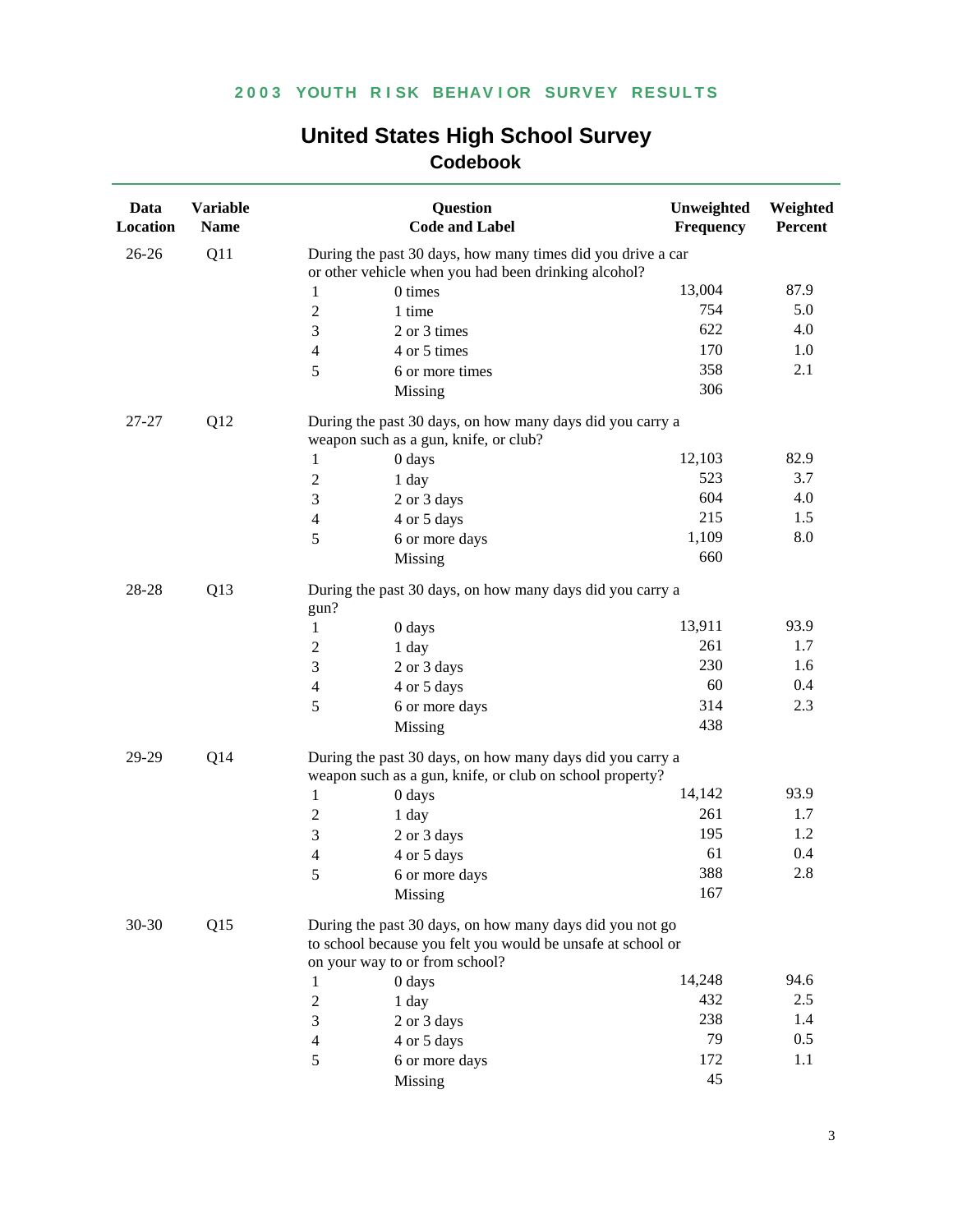## 2003 YOUTH RISK BEHAVIOR SURVEY RESULTS

# United States High School Survey

## Codebook

| Data Location | Variable Name | Question Code and Label | | Unweighted Frequency | Weighted Percent |
|---|---|---|---|---|---|
| 26-26 | Q11 | During the past 30 days, how many times did you drive a car or other vehicle when you had been drinking alcohol? | | | |
| | | 1 | 0 times | 13,004 | 87.9 |
| | | 2 | 1 time | 754 | 5.0 |
| | | 3 | 2 or 3 times | 622 | 4.0 |
| | | 4 | 4 or 5 times | 170 | 1.0 |
| | | 5 | 6 or more times | 358 | 2.1 |
| | | | Missing | 306 | |
| 27-27 | Q12 | During the past 30 days, on how many days did you carry a weapon such as a gun, knife, or club? | | | |
| | | 1 | 0 days | 12,103 | 82.9 |
| | | 2 | 1 day | 523 | 3.7 |
| | | 3 | 2 or 3 days | 604 | 4.0 |
| | | 4 | 4 or 5 days | 215 | 1.5 |
| | | 5 | 6 or more days | 1,109 | 8.0 |
| | | | Missing | 660 | |
| 28-28 | Q13 | During the past 30 days, on how many days did you carry a gun? | | | |
| | | 1 | 0 days | 13,911 | 93.9 |
| | | 2 | 1 day | 261 | 1.7 |
| | | 3 | 2 or 3 days | 230 | 1.6 |
| | | 4 | 4 or 5 days | 60 | 0.4 |
| | | 5 | 6 or more days | 314 | 2.3 |
| | | | Missing | 438 | |
| 29-29 | Q14 | During the past 30 days, on how many days did you carry a weapon such as a gun, knife, or club on school property? | | | |
| | | 1 | 0 days | 14,142 | 93.9 |
| | | 2 | 1 day | 261 | 1.7 |
| | | 3 | 2 or 3 days | 195 | 1.2 |
| | | 4 | 4 or 5 days | 61 | 0.4 |
| | | 5 | 6 or more days | 388 | 2.8 |
| | | | Missing | 167 | |
| 30-30 | Q15 | During the past 30 days, on how many days did you not go to school because you felt you would be unsafe at school or on your way to or from school? | | | |
| | | 1 | 0 days | 14,248 | 94.6 |
| | | 2 | 1 day | 432 | 2.5 |
| | | 3 | 2 or 3 days | 238 | 1.4 |
| | | 4 | 4 or 5 days | 79 | 0.5 |
| | | 5 | 6 or more days | 172 | 1.1 |
| | | | Missing | 45 | |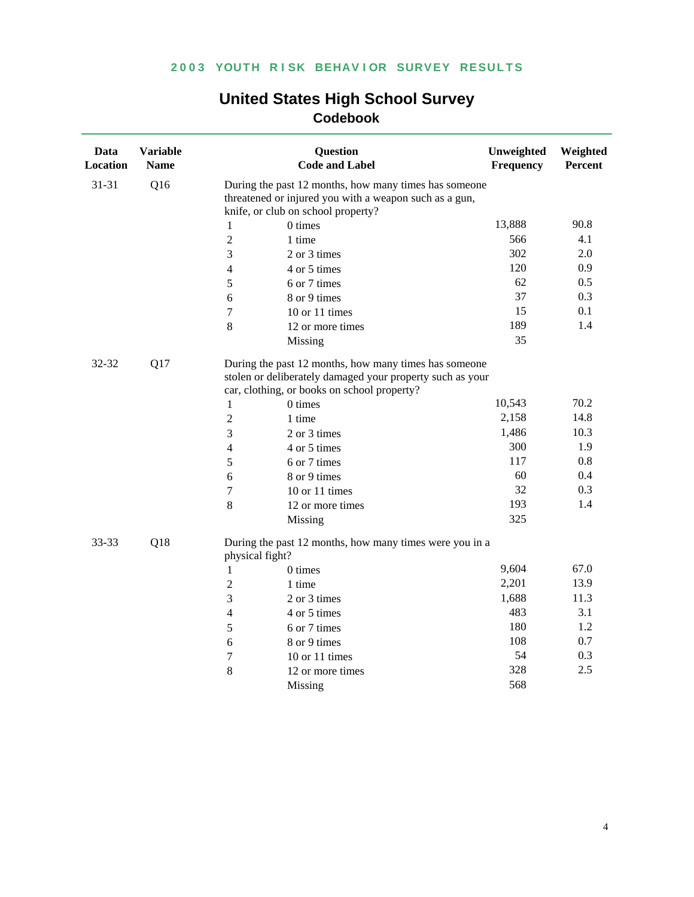# United States High School Survey
## Codebook

| Data Location | Variable Name | Question Code and Label | | Unweighted Frequency | Weighted Percent |
|---|---|---|---|---|---|
| 31-31 | Q16 | During the past 12 months, how many times has someone threatened or injured you with a weapon such as a gun, knife, or club on school property? | | | |
| | | 1 | 0 times | 13,888 | 90.8 |
| | | 2 | 1 time | 566 | 4.1 |
| | | 3 | 2 or 3 times | 302 | 2.0 |
| | | 4 | 4 or 5 times | 120 | 0.9 |
| | | 5 | 6 or 7 times | 62 | 0.5 |
| | | 6 | 8 or 9 times | 37 | 0.3 |
| | | 7 | 10 or 11 times | 15 | 0.1 |
| | | 8 | 12 or more times | 189 | 1.4 |
| | | | Missing | 35 | |
| 32-32 | Q17 | During the past 12 months, how many times has someone stolen or deliberately damaged your property such as your car, clothing, or books on school property? | | | |
| | | 1 | 0 times | 10,543 | 70.2 |
| | | 2 | 1 time | 2,158 | 14.8 |
| | | 3 | 2 or 3 times | 1,486 | 10.3 |
| | | 4 | 4 or 5 times | 300 | 1.9 |
| | | 5 | 6 or 7 times | 117 | 0.8 |
| | | 6 | 8 or 9 times | 60 | 0.4 |
| | | 7 | 10 or 11 times | 32 | 0.3 |
| | | 8 | 12 or more times | 193 | 1.4 |
| | | | Missing | 325 | |
| 33-33 | Q18 | During the past 12 months, how many times were you in a physical fight? | | | |
| | | 1 | 0 times | 9,604 | 67.0 |
| | | 2 | 1 time | 2,201 | 13.9 |
| | | 3 | 2 or 3 times | 1,688 | 11.3 |
| | | 4 | 4 or 5 times | 483 | 3.1 |
| | | 5 | 6 or 7 times | 180 | 1.2 |
| | | 6 | 8 or 9 times | 108 | 0.7 |
| | | 7 | 10 or 11 times | 54 | 0.3 |
| | | 8 | 12 or more times | 328 | 2.5 |
| | | | Missing | 568 | |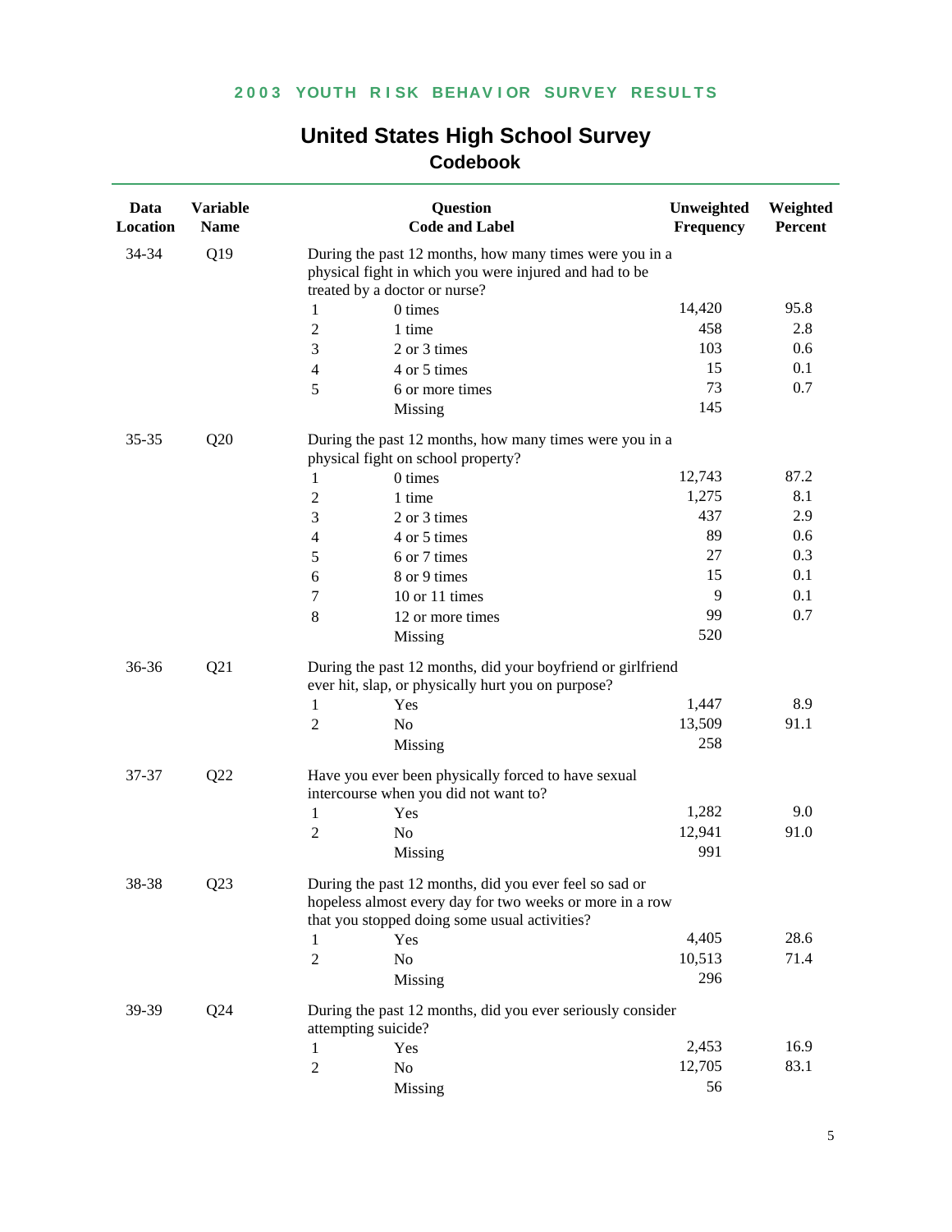**2003 YOUTH RISK BEHAVIOR SURVEY RESULTS**

# United States High School Survey

## Codebook

| Data Location | Variable Name | Question Code and Label | | Unweighted Frequency | Weighted Percent |
|---|---|---|---|---|---|
| 34-34 | Q19 | During the past 12 months, how many times were you in a physical fight in which you were injured and had to be treated by a doctor or nurse? | | | |
| | | 1 | 0 times | 14,420 | 95.8 |
| | | 2 | 1 time | 458 | 2.8 |
| | | 3 | 2 or 3 times | 103 | 0.6 |
| | | 4 | 4 or 5 times | 15 | 0.1 |
| | | 5 | 6 or more times | 73 | 0.7 |
| | | | Missing | 145 | |
| 35-35 | Q20 | During the past 12 months, how many times were you in a physical fight on school property? | | | |
| | | 1 | 0 times | 12,743 | 87.2 |
| | | 2 | 1 time | 1,275 | 8.1 |
| | | 3 | 2 or 3 times | 437 | 2.9 |
| | | 4 | 4 or 5 times | 89 | 0.6 |
| | | 5 | 6 or 7 times | 27 | 0.3 |
| | | 6 | 8 or 9 times | 15 | 0.1 |
| | | 7 | 10 or 11 times | 9 | 0.1 |
| | | 8 | 12 or more times | 99 | 0.7 |
| | | | Missing | 520 | |
| 36-36 | Q21 | During the past 12 months, did your boyfriend or girlfriend ever hit, slap, or physically hurt you on purpose? | | | |
| | | 1 | Yes | 1,447 | 8.9 |
| | | 2 | No | 13,509 | 91.1 |
| | | | Missing | 258 | |
| 37-37 | Q22 | Have you ever been physically forced to have sexual intercourse when you did not want to? | | | |
| | | 1 | Yes | 1,282 | 9.0 |
| | | 2 | No | 12,941 | 91.0 |
| | | | Missing | 991 | |
| 38-38 | Q23 | During the past 12 months, did you ever feel so sad or hopeless almost every day for two weeks or more in a row that you stopped doing some usual activities? | | | |
| | | 1 | Yes | 4,405 | 28.6 |
| | | 2 | No | 10,513 | 71.4 |
| | | | Missing | 296 | |
| 39-39 | Q24 | During the past 12 months, did you ever seriously consider attempting suicide? | | | |
| | | 1 | Yes | 2,453 | 16.9 |
| | | 2 | No | 12,705 | 83.1 |
| | | | Missing | 56 | |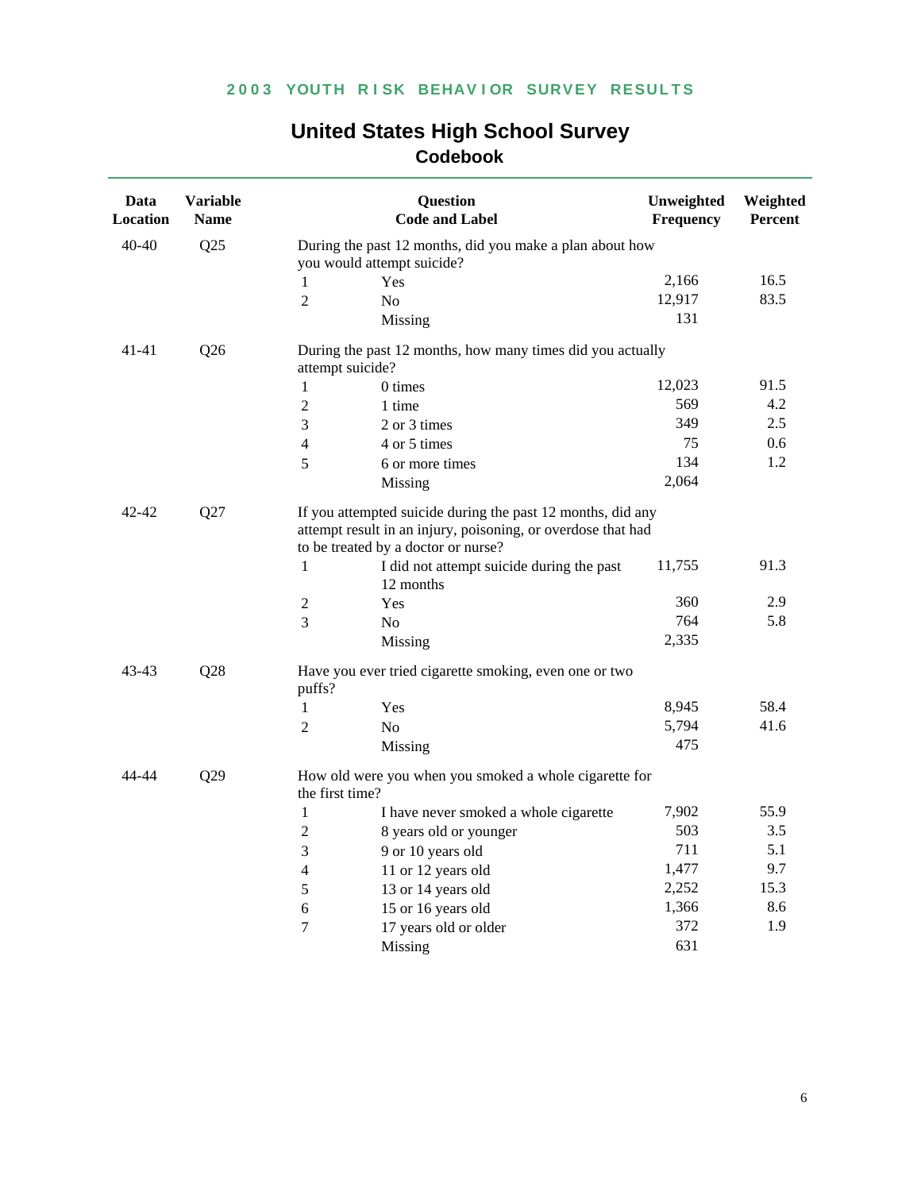# United States High School Survey
## Codebook

| Data Location | Variable Name | Question Code and Label | | Unweighted Frequency | Weighted Percent |
|---|---|---|---|---|---|
| 40-40 | Q25 | During the past 12 months, did you make a plan about how you would attempt suicide? | | | |
| | | 1 | Yes | 2,166 | 16.5 |
| | | 2 | No | 12,917 | 83.5 |
| | | | Missing | 131 | |
| 41-41 | Q26 | During the past 12 months, how many times did you actually attempt suicide? | | | |
| | | 1 | 0 times | 12,023 | 91.5 |
| | | 2 | 1 time | 569 | 4.2 |
| | | 3 | 2 or 3 times | 349 | 2.5 |
| | | 4 | 4 or 5 times | 75 | 0.6 |
| | | 5 | 6 or more times | 134 | 1.2 |
| | | | Missing | 2,064 | |
| 42-42 | Q27 | If you attempted suicide during the past 12 months, did any attempt result in an injury, poisoning, or overdose that had to be treated by a doctor or nurse? | | | |
| | | 1 | I did not attempt suicide during the past 12 months | 11,755 | 91.3 |
| | | 2 | Yes | 360 | 2.9 |
| | | 3 | No | 764 | 5.8 |
| | | | Missing | 2,335 | |
| 43-43 | Q28 | Have you ever tried cigarette smoking, even one or two puffs? | | | |
| | | 1 | Yes | 8,945 | 58.4 |
| | | 2 | No | 5,794 | 41.6 |
| | | | Missing | 475 | |
| 44-44 | Q29 | How old were you when you smoked a whole cigarette for the first time? | | | |
| | | 1 | I have never smoked a whole cigarette | 7,902 | 55.9 |
| | | 2 | 8 years old or younger | 503 | 3.5 |
| | | 3 | 9 or 10 years old | 711 | 5.1 |
| | | 4 | 11 or 12 years old | 1,477 | 9.7 |
| | | 5 | 13 or 14 years old | 2,252 | 15.3 |
| | | 6 | 15 or 16 years old | 1,366 | 8.6 |
| | | 7 | 17 years old or older | 372 | 1.9 |
| | | | Missing | 631 | |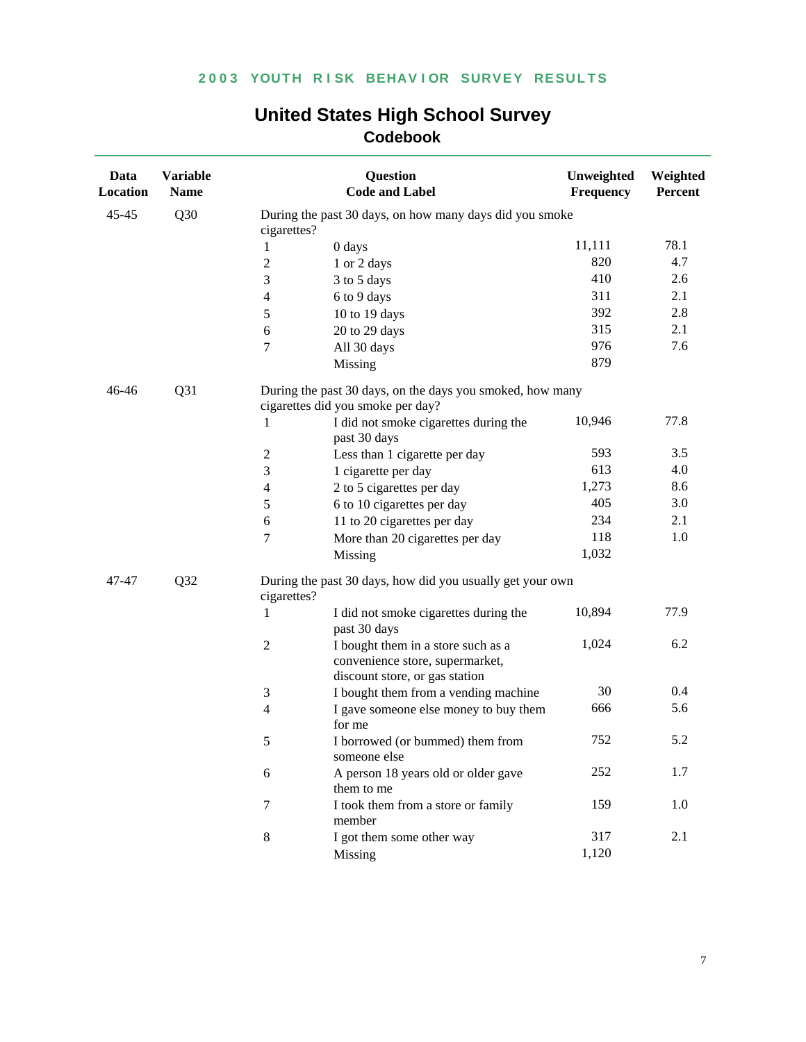## United States High School Survey
### Codebook

| Data Location | Variable Name | Question Code and Label | | Unweighted Frequency | Weighted Percent |
|---|---|---|---|---|---|
| 45-45 | Q30 | During the past 30 days, on how many days did you smoke cigarettes? | | | |
| | | 1 | 0 days | 11,111 | 78.1 |
| | | 2 | 1 or 2 days | 820 | 4.7 |
| | | 3 | 3 to 5 days | 410 | 2.6 |
| | | 4 | 6 to 9 days | 311 | 2.1 |
| | | 5 | 10 to 19 days | 392 | 2.8 |
| | | 6 | 20 to 29 days | 315 | 2.1 |
| | | 7 | All 30 days | 976 | 7.6 |
| | | | Missing | 879 | |
| 46-46 | Q31 | During the past 30 days, on the days you smoked, how many cigarettes did you smoke per day? | | | |
| | | 1 | I did not smoke cigarettes during the past 30 days | 10,946 | 77.8 |
| | | 2 | Less than 1 cigarette per day | 593 | 3.5 |
| | | 3 | 1 cigarette per day | 613 | 4.0 |
| | | 4 | 2 to 5 cigarettes per day | 1,273 | 8.6 |
| | | 5 | 6 to 10 cigarettes per day | 405 | 3.0 |
| | | 6 | 11 to 20 cigarettes per day | 234 | 2.1 |
| | | 7 | More than 20 cigarettes per day | 118 | 1.0 |
| | | | Missing | 1,032 | |
| 47-47 | Q32 | During the past 30 days, how did you usually get your own cigarettes? | | | |
| | | 1 | I did not smoke cigarettes during the past 30 days | 10,894 | 77.9 |
| | | 2 | I bought them in a store such as a convenience store, supermarket, discount store, or gas station | 1,024 | 6.2 |
| | | 3 | I bought them from a vending machine | 30 | 0.4 |
| | | 4 | I gave someone else money to buy them for me | 666 | 5.6 |
| | | 5 | I borrowed (or bummed) them from someone else | 752 | 5.2 |
| | | 6 | A person 18 years old or older gave them to me | 252 | 1.7 |
| | | 7 | I took them from a store or family member | 159 | 1.0 |
| | | 8 | I got them some other way | 317 | 2.1 |
| | | | Missing | 1,120 | |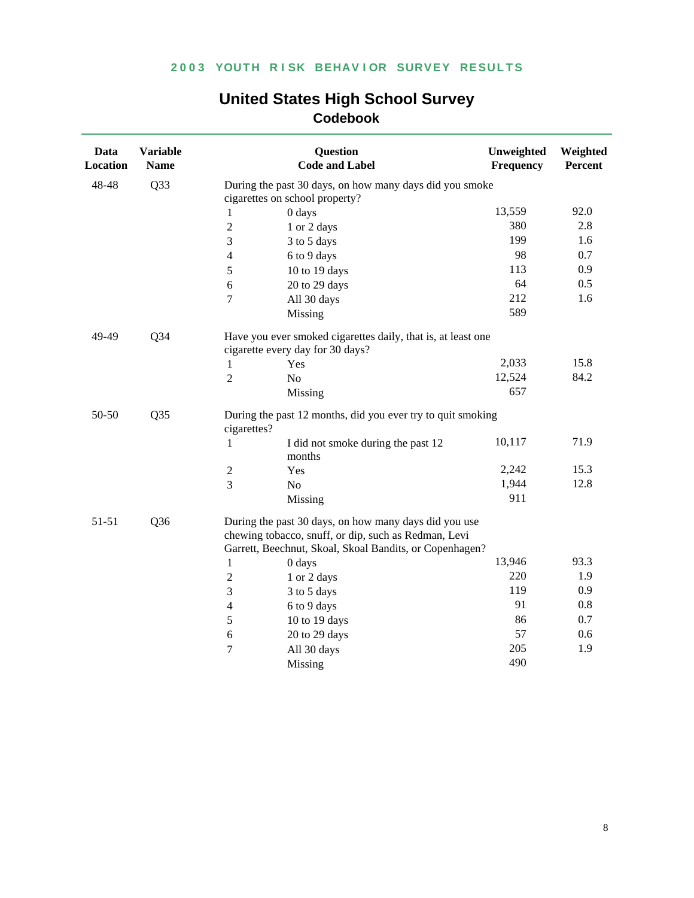# United States High School Survey

## Codebook

| Data Location | Variable Name | Question Code and Label | | Unweighted Frequency | Weighted Percent |
|---|---|---|---|---|---|
| 48-48 | Q33 | During the past 30 days, on how many days did you smoke cigarettes on school property? | | | |
| | | 1 | 0 days | 13,559 | 92.0 |
| | | 2 | 1 or 2 days | 380 | 2.8 |
| | | 3 | 3 to 5 days | 199 | 1.6 |
| | | 4 | 6 to 9 days | 98 | 0.7 |
| | | 5 | 10 to 19 days | 113 | 0.9 |
| | | 6 | 20 to 29 days | 64 | 0.5 |
| | | 7 | All 30 days | 212 | 1.6 |
| | | | Missing | 589 | |
| 49-49 | Q34 | Have you ever smoked cigarettes daily, that is, at least one cigarette every day for 30 days? | | | |
| | | 1 | Yes | 2,033 | 15.8 |
| | | 2 | No | 12,524 | 84.2 |
| | | | Missing | 657 | |
| 50-50 | Q35 | During the past 12 months, did you ever try to quit smoking cigarettes? | | | |
| | | 1 | I did not smoke during the past 12 months | 10,117 | 71.9 |
| | | 2 | Yes | 2,242 | 15.3 |
| | | 3 | No | 1,944 | 12.8 |
| | | | Missing | 911 | |
| 51-51 | Q36 | During the past 30 days, on how many days did you use chewing tobacco, snuff, or dip, such as Redman, Levi Garrett, Beechnut, Skoal, Skoal Bandits, or Copenhagen? | | | |
| | | 1 | 0 days | 13,946 | 93.3 |
| | | 2 | 1 or 2 days | 220 | 1.9 |
| | | 3 | 3 to 5 days | 119 | 0.9 |
| | | 4 | 6 to 9 days | 91 | 0.8 |
| | | 5 | 10 to 19 days | 86 | 0.7 |
| | | 6 | 20 to 29 days | 57 | 0.6 |
| | | 7 | All 30 days | 205 | 1.9 |
| | | | Missing | 490 | |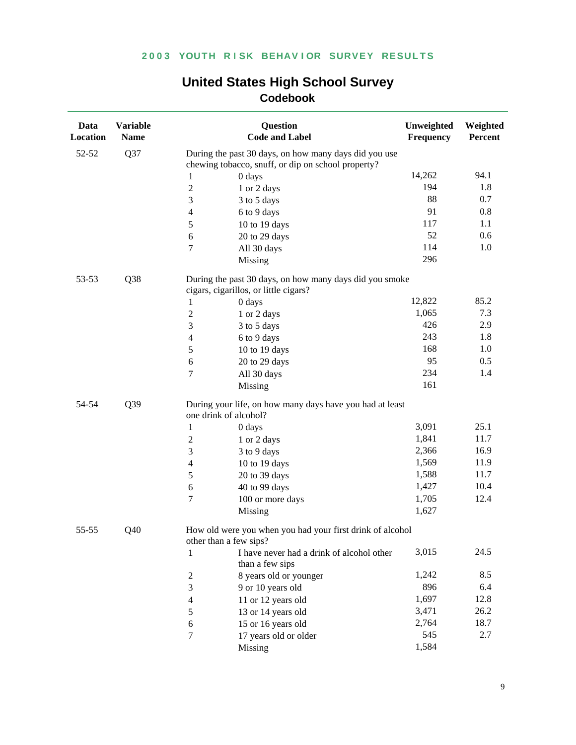## United States High School Survey
### Codebook

| Data Location | Variable Name | Question Code and Label | | Unweighted Frequency | Weighted Percent |
|---|---|---|---|---|---|
| 52-52 | Q37 | During the past 30 days, on how many days did you use chewing tobacco, snuff, or dip on school property? | | | |
| | | 1 | 0 days | 14,262 | 94.1 |
| | | 2 | 1 or 2 days | 194 | 1.8 |
| | | 3 | 3 to 5 days | 88 | 0.7 |
| | | 4 | 6 to 9 days | 91 | 0.8 |
| | | 5 | 10 to 19 days | 117 | 1.1 |
| | | 6 | 20 to 29 days | 52 | 0.6 |
| | | 7 | All 30 days | 114 | 1.0 |
| | | | Missing | 296 | |
| 53-53 | Q38 | During the past 30 days, on how many days did you smoke cigars, cigarillos, or little cigars? | | | |
| | | 1 | 0 days | 12,822 | 85.2 |
| | | 2 | 1 or 2 days | 1,065 | 7.3 |
| | | 3 | 3 to 5 days | 426 | 2.9 |
| | | 4 | 6 to 9 days | 243 | 1.8 |
| | | 5 | 10 to 19 days | 168 | 1.0 |
| | | 6 | 20 to 29 days | 95 | 0.5 |
| | | 7 | All 30 days | 234 | 1.4 |
| | | | Missing | 161 | |
| 54-54 | Q39 | During your life, on how many days have you had at least one drink of alcohol? | | | |
| | | 1 | 0 days | 3,091 | 25.1 |
| | | 2 | 1 or 2 days | 1,841 | 11.7 |
| | | 3 | 3 to 9 days | 2,366 | 16.9 |
| | | 4 | 10 to 19 days | 1,569 | 11.9 |
| | | 5 | 20 to 39 days | 1,588 | 11.7 |
| | | 6 | 40 to 99 days | 1,427 | 10.4 |
| | | 7 | 100 or more days | 1,705 | 12.4 |
| | | | Missing | 1,627 | |
| 55-55 | Q40 | How old were you when you had your first drink of alcohol other than a few sips? | | | |
| | | 1 | I have never had a drink of alcohol other than a few sips | 3,015 | 24.5 |
| | | 2 | 8 years old or younger | 1,242 | 8.5 |
| | | 3 | 9 or 10 years old | 896 | 6.4 |
| | | 4 | 11 or 12 years old | 1,697 | 12.8 |
| | | 5 | 13 or 14 years old | 3,471 | 26.2 |
| | | 6 | 15 or 16 years old | 2,764 | 18.7 |
| | | 7 | 17 years old or older | 545 | 2.7 |
| | | | Missing | 1,584 | |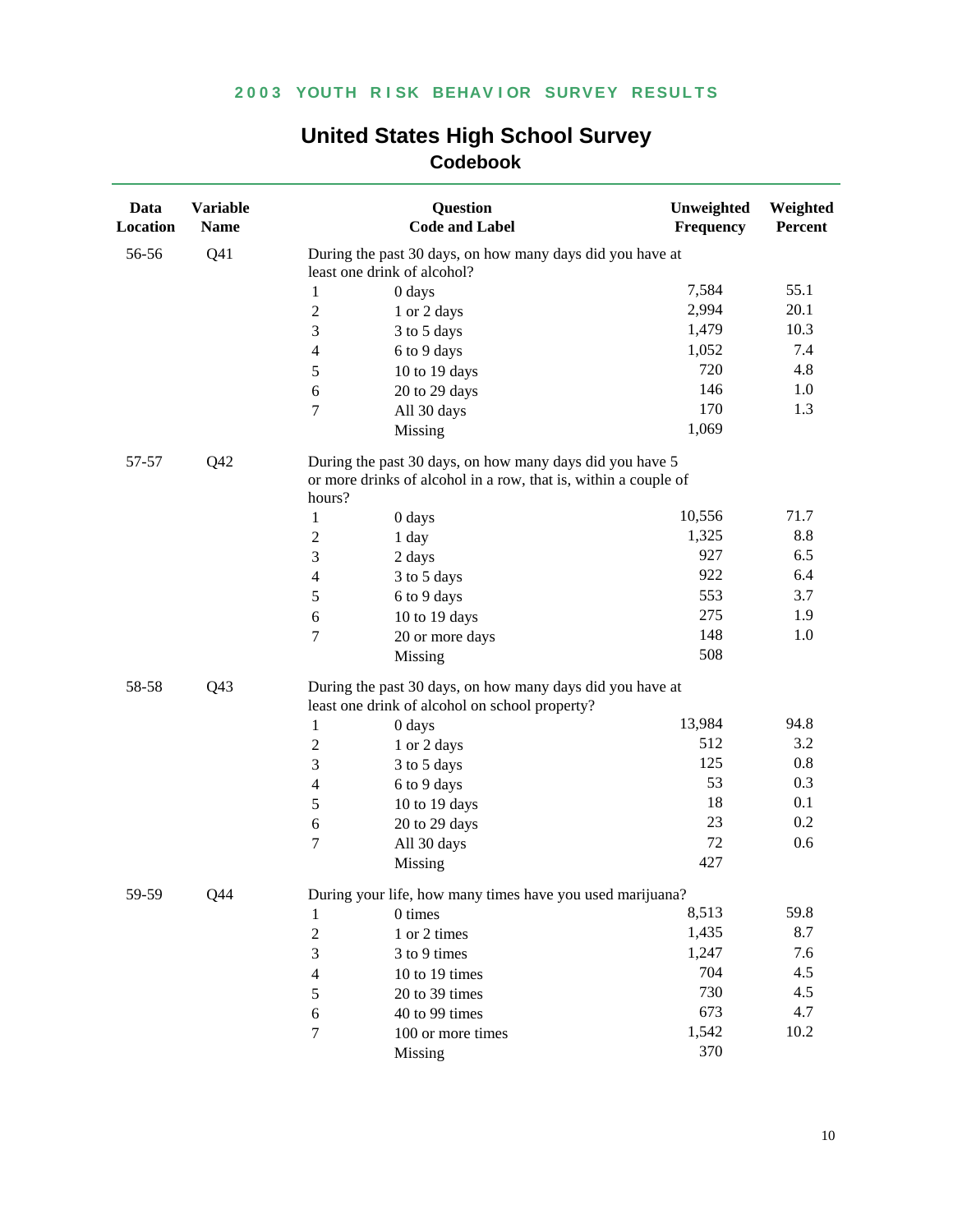**2003 YOUTH RISK BEHAVIOR SURVEY RESULTS**

# United States High School Survey
## Codebook

| Data Location | Variable Name | Question Code and Label | | Unweighted Frequency | Weighted Percent |
|---|---|---|---|---|---|
| 56-56 | Q41 | During the past 30 days, on how many days did you have at least one drink of alcohol? | | | |
| | | 1 | 0 days | 7,584 | 55.1 |
| | | 2 | 1 or 2 days | 2,994 | 20.1 |
| | | 3 | 3 to 5 days | 1,479 | 10.3 |
| | | 4 | 6 to 9 days | 1,052 | 7.4 |
| | | 5 | 10 to 19 days | 720 | 4.8 |
| | | 6 | 20 to 29 days | 146 | 1.0 |
| | | 7 | All 30 days | 170 | 1.3 |
| | | | Missing | 1,069 | |
| 57-57 | Q42 | During the past 30 days, on how many days did you have 5 or more drinks of alcohol in a row, that is, within a couple of hours? | | | |
| | | 1 | 0 days | 10,556 | 71.7 |
| | | 2 | 1 day | 1,325 | 8.8 |
| | | 3 | 2 days | 927 | 6.5 |
| | | 4 | 3 to 5 days | 922 | 6.4 |
| | | 5 | 6 to 9 days | 553 | 3.7 |
| | | 6 | 10 to 19 days | 275 | 1.9 |
| | | 7 | 20 or more days | 148 | 1.0 |
| | | | Missing | 508 | |
| 58-58 | Q43 | During the past 30 days, on how many days did you have at least one drink of alcohol on school property? | | | |
| | | 1 | 0 days | 13,984 | 94.8 |
| | | 2 | 1 or 2 days | 512 | 3.2 |
| | | 3 | 3 to 5 days | 125 | 0.8 |
| | | 4 | 6 to 9 days | 53 | 0.3 |
| | | 5 | 10 to 19 days | 18 | 0.1 |
| | | 6 | 20 to 29 days | 23 | 0.2 |
| | | 7 | All 30 days | 72 | 0.6 |
| | | | Missing | 427 | |
| 59-59 | Q44 | During your life, how many times have you used marijuana? | | | |
| | | 1 | 0 times | 8,513 | 59.8 |
| | | 2 | 1 or 2 times | 1,435 | 8.7 |
| | | 3 | 3 to 9 times | 1,247 | 7.6 |
| | | 4 | 10 to 19 times | 704 | 4.5 |
| | | 5 | 20 to 39 times | 730 | 4.5 |
| | | 6 | 40 to 99 times | 673 | 4.7 |
| | | 7 | 100 or more times | 1,542 | 10.2 |
| | | | Missing | 370 | |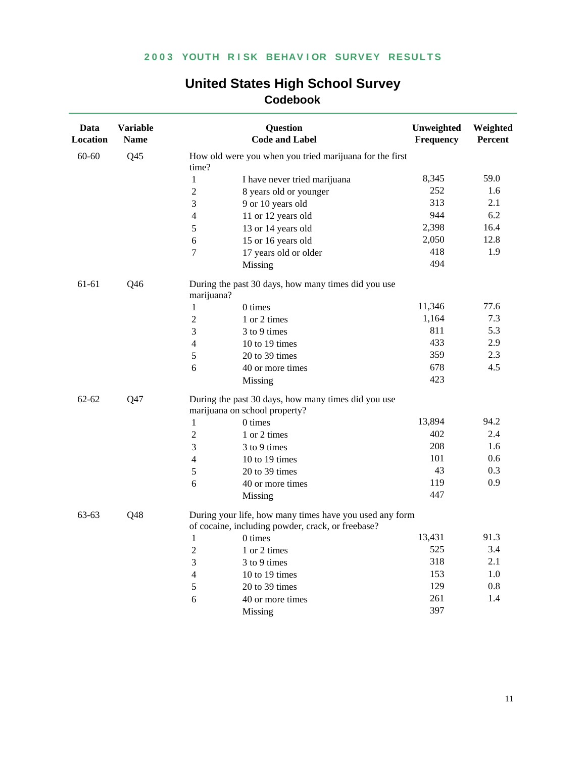# United States High School Survey
## Codebook

| Data Location | Variable Name | Question Code | Label | Unweighted Frequency | Weighted Percent |
|---|---|---|---|---|---|
| 60-60 | Q45 | How old were you when you tried marijuana for the first time? | | | |
| | | 1 | I have never tried marijuana | 8,345 | 59.0 |
| | | 2 | 8 years old or younger | 252 | 1.6 |
| | | 3 | 9 or 10 years old | 313 | 2.1 |
| | | 4 | 11 or 12 years old | 944 | 6.2 |
| | | 5 | 13 or 14 years old | 2,398 | 16.4 |
| | | 6 | 15 or 16 years old | 2,050 | 12.8 |
| | | 7 | 17 years old or older | 418 | 1.9 |
| | | | Missing | 494 | |
| 61-61 | Q46 | During the past 30 days, how many times did you use marijuana? | | | |
| | | 1 | 0 times | 11,346 | 77.6 |
| | | 2 | 1 or 2 times | 1,164 | 7.3 |
| | | 3 | 3 to 9 times | 811 | 5.3 |
| | | 4 | 10 to 19 times | 433 | 2.9 |
| | | 5 | 20 to 39 times | 359 | 2.3 |
| | | 6 | 40 or more times | 678 | 4.5 |
| | | | Missing | 423 | |
| 62-62 | Q47 | During the past 30 days, how many times did you use marijuana on school property? | | | |
| | | 1 | 0 times | 13,894 | 94.2 |
| | | 2 | 1 or 2 times | 402 | 2.4 |
| | | 3 | 3 to 9 times | 208 | 1.6 |
| | | 4 | 10 to 19 times | 101 | 0.6 |
| | | 5 | 20 to 39 times | 43 | 0.3 |
| | | 6 | 40 or more times | 119 | 0.9 |
| | | | Missing | 447 | |
| 63-63 | Q48 | During your life, how many times have you used any form of cocaine, including powder, crack, or freebase? | | | |
| | | 1 | 0 times | 13,431 | 91.3 |
| | | 2 | 1 or 2 times | 525 | 3.4 |
| | | 3 | 3 to 9 times | 318 | 2.1 |
| | | 4 | 10 to 19 times | 153 | 1.0 |
| | | 5 | 20 to 39 times | 129 | 0.8 |
| | | 6 | 40 or more times | 261 | 1.4 |
| | | | Missing | 397 | |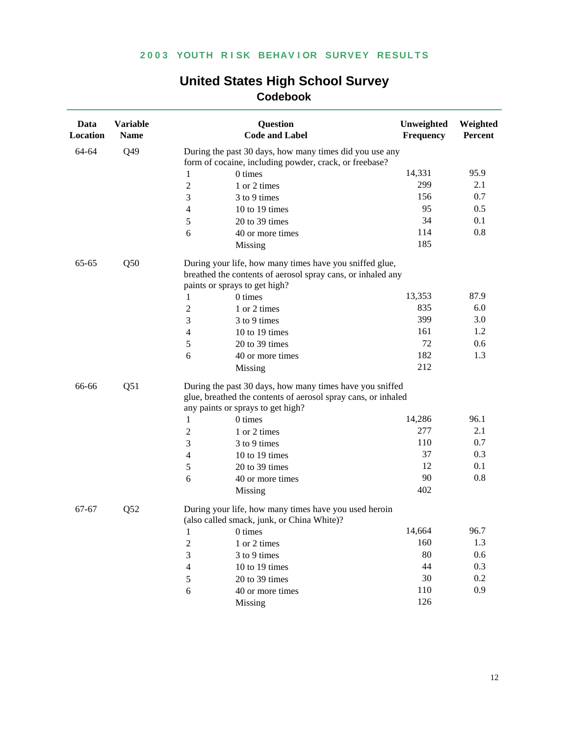# United States High School Survey
## Codebook

| Data Location | Variable Name | Question Code and Label | | Unweighted Frequency | Weighted Percent |
|---|---|---|---|---|---|
| 64-64 | Q49 | During the past 30 days, how many times did you use any form of cocaine, including powder, crack, or freebase? | | | |
| | | 1 | 0 times | 14,331 | 95.9 |
| | | 2 | 1 or 2 times | 299 | 2.1 |
| | | 3 | 3 to 9 times | 156 | 0.7 |
| | | 4 | 10 to 19 times | 95 | 0.5 |
| | | 5 | 20 to 39 times | 34 | 0.1 |
| | | 6 | 40 or more times | 114 | 0.8 |
| | | | Missing | 185 | |
| 65-65 | Q50 | During your life, how many times have you sniffed glue, breathed the contents of aerosol spray cans, or inhaled any paints or sprays to get high? | | | |
| | | 1 | 0 times | 13,353 | 87.9 |
| | | 2 | 1 or 2 times | 835 | 6.0 |
| | | 3 | 3 to 9 times | 399 | 3.0 |
| | | 4 | 10 to 19 times | 161 | 1.2 |
| | | 5 | 20 to 39 times | 72 | 0.6 |
| | | 6 | 40 or more times | 182 | 1.3 |
| | | | Missing | 212 | |
| 66-66 | Q51 | During the past 30 days, how many times have you sniffed glue, breathed the contents of aerosol spray cans, or inhaled any paints or sprays to get high? | | | |
| | | 1 | 0 times | 14,286 | 96.1 |
| | | 2 | 1 or 2 times | 277 | 2.1 |
| | | 3 | 3 to 9 times | 110 | 0.7 |
| | | 4 | 10 to 19 times | 37 | 0.3 |
| | | 5 | 20 to 39 times | 12 | 0.1 |
| | | 6 | 40 or more times | 90 | 0.8 |
| | | | Missing | 402 | |
| 67-67 | Q52 | During your life, how many times have you used heroin (also called smack, junk, or China White)? | | | |
| | | 1 | 0 times | 14,664 | 96.7 |
| | | 2 | 1 or 2 times | 160 | 1.3 |
| | | 3 | 3 to 9 times | 80 | 0.6 |
| | | 4 | 10 to 19 times | 44 | 0.3 |
| | | 5 | 20 to 39 times | 30 | 0.2 |
| | | 6 | 40 or more times | 110 | 0.9 |
| | | | Missing | 126 | |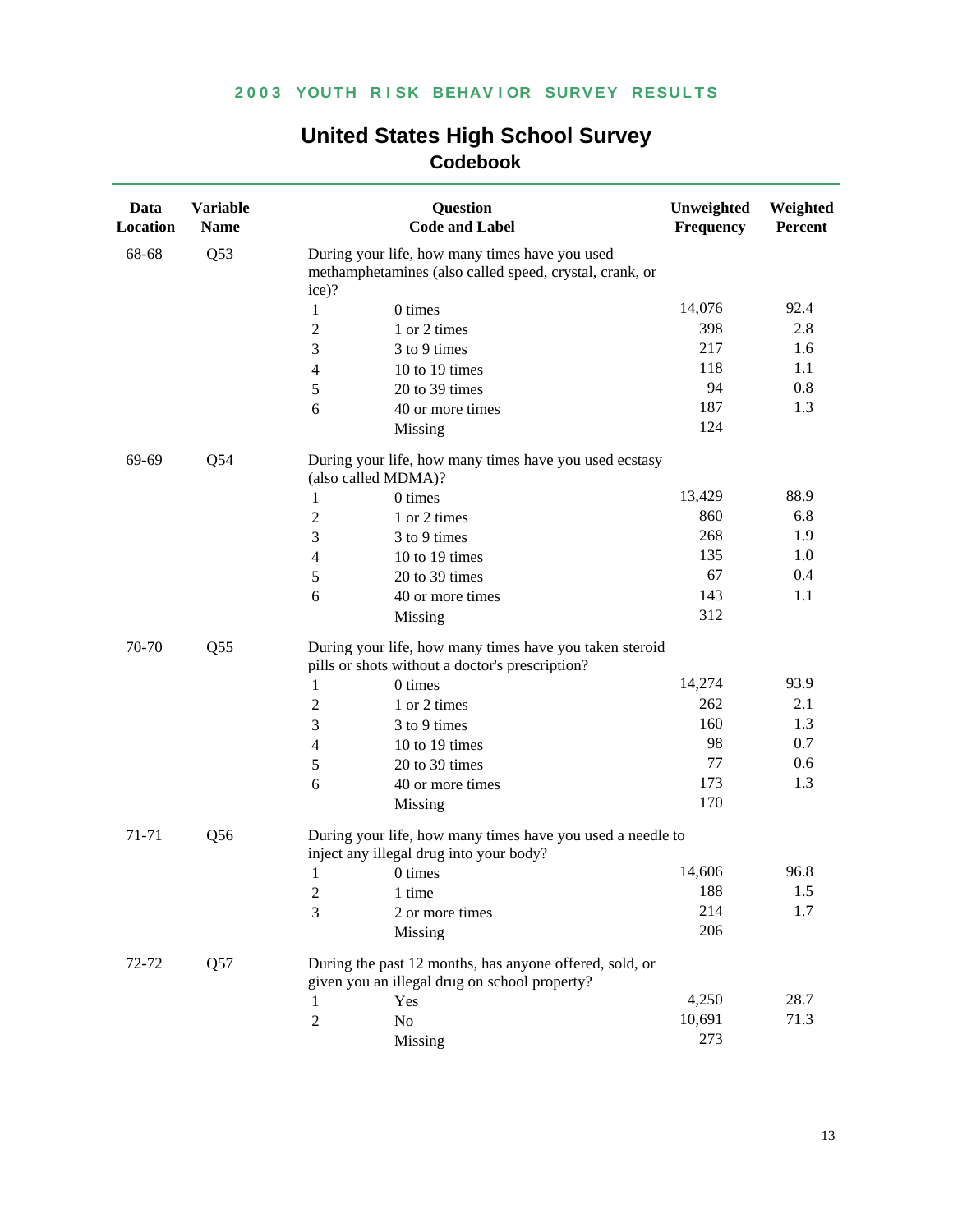# United States High School Survey

## Codebook

| Data Location | Variable Name | Question Code and Label | | Unweighted Frequency | Weighted Percent |
|---|---|---|---|---|---|
| 68-68 | Q53 | During your life, how many times have you used methamphetamines (also called speed, crystal, crank, or ice)? | | | |
| | | 1 | 0 times | 14,076 | 92.4 |
| | | 2 | 1 or 2 times | 398 | 2.8 |
| | | 3 | 3 to 9 times | 217 | 1.6 |
| | | 4 | 10 to 19 times | 118 | 1.1 |
| | | 5 | 20 to 39 times | 94 | 0.8 |
| | | 6 | 40 or more times | 187 | 1.3 |
| | | | Missing | 124 | |
| 69-69 | Q54 | During your life, how many times have you used ecstasy (also called MDMA)? | | | |
| | | 1 | 0 times | 13,429 | 88.9 |
| | | 2 | 1 or 2 times | 860 | 6.8 |
| | | 3 | 3 to 9 times | 268 | 1.9 |
| | | 4 | 10 to 19 times | 135 | 1.0 |
| | | 5 | 20 to 39 times | 67 | 0.4 |
| | | 6 | 40 or more times | 143 | 1.1 |
| | | | Missing | 312 | |
| 70-70 | Q55 | During your life, how many times have you taken steroid pills or shots without a doctor's prescription? | | | |
| | | 1 | 0 times | 14,274 | 93.9 |
| | | 2 | 1 or 2 times | 262 | 2.1 |
| | | 3 | 3 to 9 times | 160 | 1.3 |
| | | 4 | 10 to 19 times | 98 | 0.7 |
| | | 5 | 20 to 39 times | 77 | 0.6 |
| | | 6 | 40 or more times | 173 | 1.3 |
| | | | Missing | 170 | |
| 71-71 | Q56 | During your life, how many times have you used a needle to inject any illegal drug into your body? | | | |
| | | 1 | 0 times | 14,606 | 96.8 |
| | | 2 | 1 time | 188 | 1.5 |
| | | 3 | 2 or more times | 214 | 1.7 |
| | | | Missing | 206 | |
| 72-72 | Q57 | During the past 12 months, has anyone offered, sold, or given you an illegal drug on school property? | | | |
| | | 1 | Yes | 4,250 | 28.7 |
| | | 2 | No | 10,691 | 71.3 |
| | | | Missing | 273 | |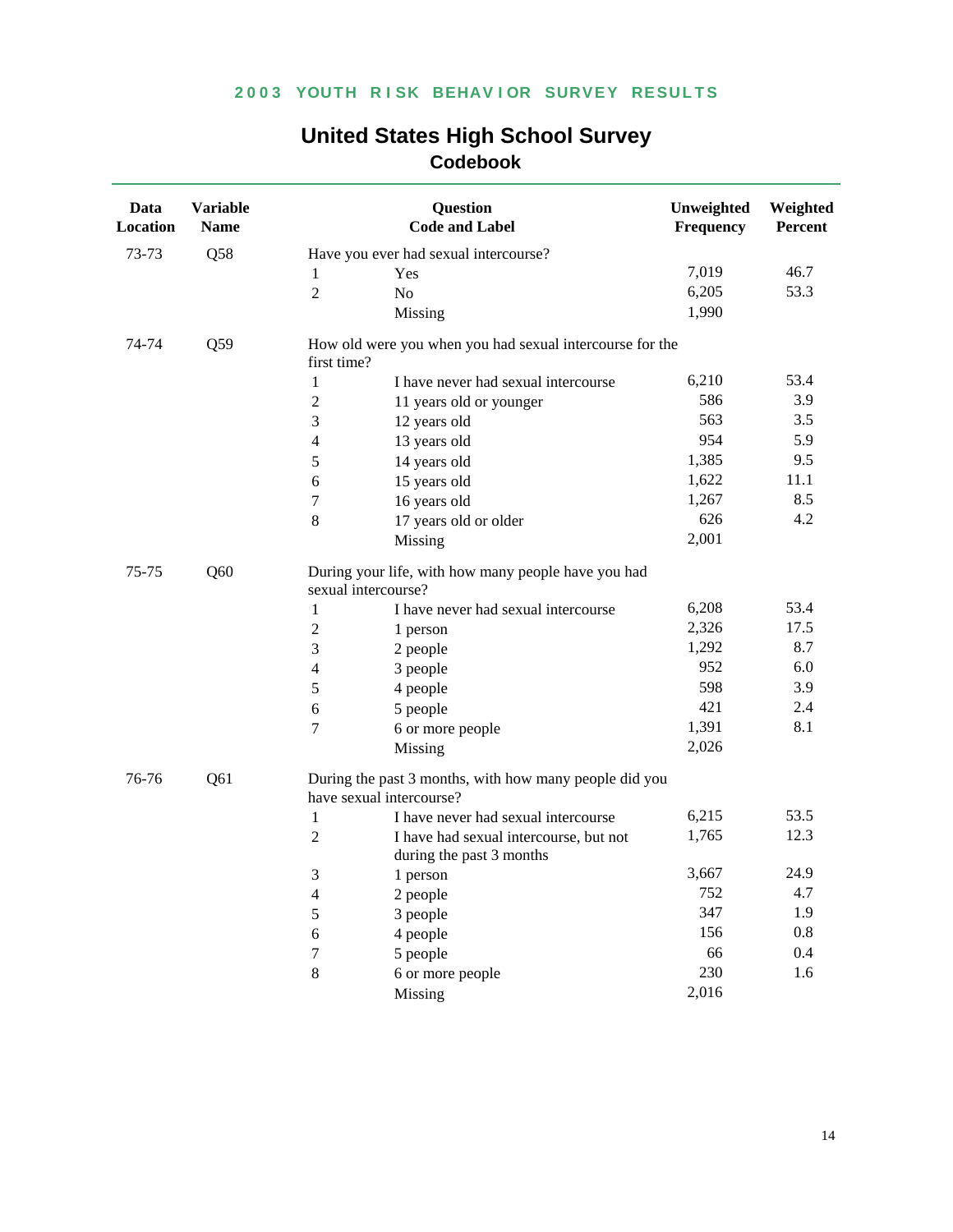# United States High School Survey
## Codebook

| Data Location | Variable Name | Question Code and Label | | Unweighted Frequency | Weighted Percent |
|---|---|---|---|---|---|
| 73-73 | Q58 | Have you ever had sexual intercourse? | | | |
| | | 1 | Yes | 7,019 | 46.7 |
| | | 2 | No | 6,205 | 53.3 |
| | | | Missing | 1,990 | |
| 74-74 | Q59 | How old were you when you had sexual intercourse for the first time? | | | |
| | | 1 | I have never had sexual intercourse | 6,210 | 53.4 |
| | | 2 | 11 years old or younger | 586 | 3.9 |
| | | 3 | 12 years old | 563 | 3.5 |
| | | 4 | 13 years old | 954 | 5.9 |
| | | 5 | 14 years old | 1,385 | 9.5 |
| | | 6 | 15 years old | 1,622 | 11.1 |
| | | 7 | 16 years old | 1,267 | 8.5 |
| | | 8 | 17 years old or older | 626 | 4.2 |
| | | | Missing | 2,001 | |
| 75-75 | Q60 | During your life, with how many people have you had sexual intercourse? | | | |
| | | 1 | I have never had sexual intercourse | 6,208 | 53.4 |
| | | 2 | 1 person | 2,326 | 17.5 |
| | | 3 | 2 people | 1,292 | 8.7 |
| | | 4 | 3 people | 952 | 6.0 |
| | | 5 | 4 people | 598 | 3.9 |
| | | 6 | 5 people | 421 | 2.4 |
| | | 7 | 6 or more people | 1,391 | 8.1 |
| | | | Missing | 2,026 | |
| 76-76 | Q61 | During the past 3 months, with how many people did you have sexual intercourse? | | | |
| | | 1 | I have never had sexual intercourse | 6,215 | 53.5 |
| | | 2 | I have had sexual intercourse, but not during the past 3 months | 1,765 | 12.3 |
| | | 3 | 1 person | 3,667 | 24.9 |
| | | 4 | 2 people | 752 | 4.7 |
| | | 5 | 3 people | 347 | 1.9 |
| | | 6 | 4 people | 156 | 0.8 |
| | | 7 | 5 people | 66 | 0.4 |
| | | 8 | 6 or more people | 230 | 1.6 |
| | | | Missing | 2,016 | |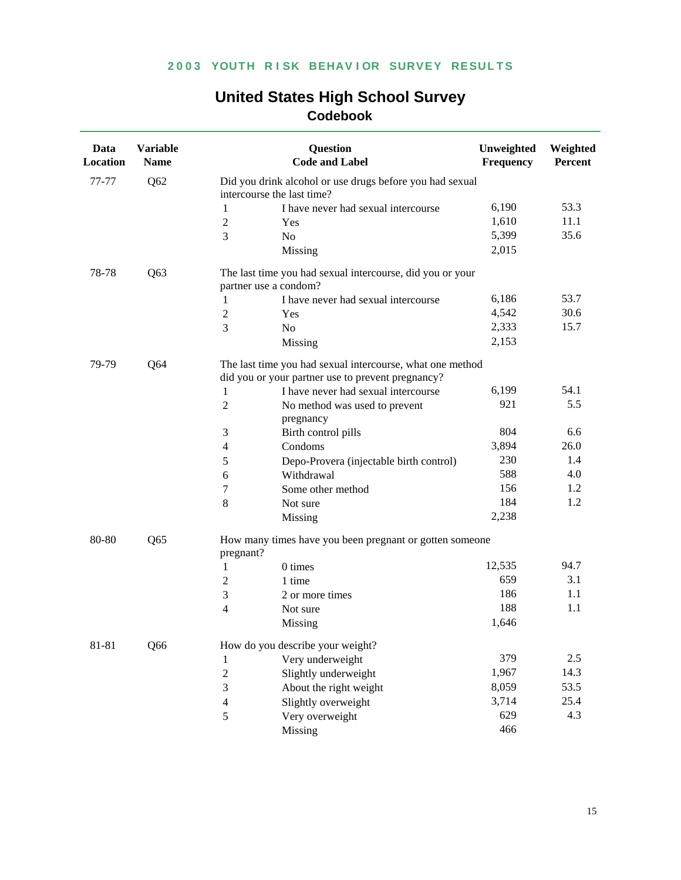## 2003 YOUTH RISK BEHAVIOR SURVEY RESULTS

# United States High School Survey

## Codebook

| Data Location | Variable Name | Question Code and Label | | Unweighted Frequency | Weighted Percent |
|---|---|---|---|---|---|
| 77-77 | Q62 | Did you drink alcohol or use drugs before you had sexual intercourse the last time? | | | |
| | | 1 | I have never had sexual intercourse | 6,190 | 53.3 |
| | | 2 | Yes | 1,610 | 11.1 |
| | | 3 | No | 5,399 | 35.6 |
| | | | Missing | 2,015 | |
| 78-78 | Q63 | The last time you had sexual intercourse, did you or your partner use a condom? | | | |
| | | 1 | I have never had sexual intercourse | 6,186 | 53.7 |
| | | 2 | Yes | 4,542 | 30.6 |
| | | 3 | No | 2,333 | 15.7 |
| | | | Missing | 2,153 | |
| 79-79 | Q64 | The last time you had sexual intercourse, what one method did you or your partner use to prevent pregnancy? | | | |
| | | 1 | I have never had sexual intercourse | 6,199 | 54.1 |
| | | 2 | No method was used to prevent pregnancy | 921 | 5.5 |
| | | 3 | Birth control pills | 804 | 6.6 |
| | | 4 | Condoms | 3,894 | 26.0 |
| | | 5 | Depo-Provera (injectable birth control) | 230 | 1.4 |
| | | 6 | Withdrawal | 588 | 4.0 |
| | | 7 | Some other method | 156 | 1.2 |
| | | 8 | Not sure | 184 | 1.2 |
| | | | Missing | 2,238 | |
| 80-80 | Q65 | How many times have you been pregnant or gotten someone pregnant? | | | |
| | | 1 | 0 times | 12,535 | 94.7 |
| | | 2 | 1 time | 659 | 3.1 |
| | | 3 | 2 or more times | 186 | 1.1 |
| | | 4 | Not sure | 188 | 1.1 |
| | | | Missing | 1,646 | |
| 81-81 | Q66 | How do you describe your weight? | | | |
| | | 1 | Very underweight | 379 | 2.5 |
| | | 2 | Slightly underweight | 1,967 | 14.3 |
| | | 3 | About the right weight | 8,059 | 53.5 |
| | | 4 | Slightly overweight | 3,714 | 25.4 |
| | | 5 | Very overweight | 629 | 4.3 |
| | | | Missing | 466 | |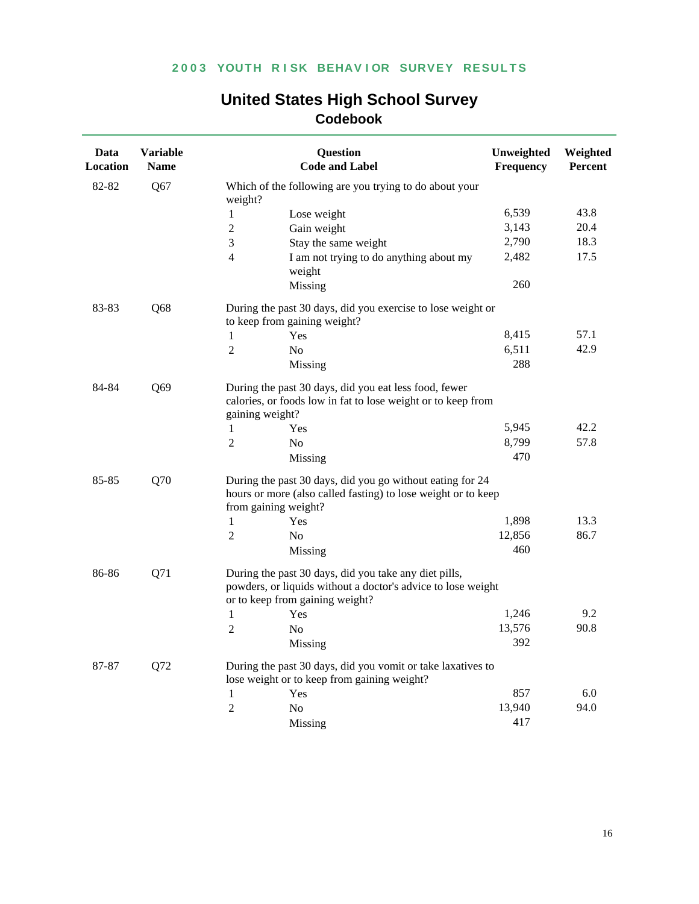# United States High School Survey

## Codebook

| Data Location | Variable Name | Question Code and Label | | Unweighted Frequency | Weighted Percent |
|---|---|---|---|---|---|
| 82-82 | Q67 | Which of the following are you trying to do about your weight? | | | |
| | | 1 | Lose weight | 6,539 | 43.8 |
| | | 2 | Gain weight | 3,143 | 20.4 |
| | | 3 | Stay the same weight | 2,790 | 18.3 |
| | | 4 | I am not trying to do anything about my weight | 2,482 | 17.5 |
| | | | Missing | 260 | |
| 83-83 | Q68 | During the past 30 days, did you exercise to lose weight or to keep from gaining weight? | | | |
| | | 1 | Yes | 8,415 | 57.1 |
| | | 2 | No | 6,511 | 42.9 |
| | | | Missing | 288 | |
| 84-84 | Q69 | During the past 30 days, did you eat less food, fewer calories, or foods low in fat to lose weight or to keep from gaining weight? | | | |
| | | 1 | Yes | 5,945 | 42.2 |
| | | 2 | No | 8,799 | 57.8 |
| | | | Missing | 470 | |
| 85-85 | Q70 | During the past 30 days, did you go without eating for 24 hours or more (also called fasting) to lose weight or to keep from gaining weight? | | | |
| | | 1 | Yes | 1,898 | 13.3 |
| | | 2 | No | 12,856 | 86.7 |
| | | | Missing | 460 | |
| 86-86 | Q71 | During the past 30 days, did you take any diet pills, powders, or liquids without a doctor's advice to lose weight or to keep from gaining weight? | | | |
| | | 1 | Yes | 1,246 | 9.2 |
| | | 2 | No | 13,576 | 90.8 |
| | | | Missing | 392 | |
| 87-87 | Q72 | During the past 30 days, did you vomit or take laxatives to lose weight or to keep from gaining weight? | | | |
| | | 1 | Yes | 857 | 6.0 |
| | | 2 | No | 13,940 | 94.0 |
| | | | Missing | 417 | |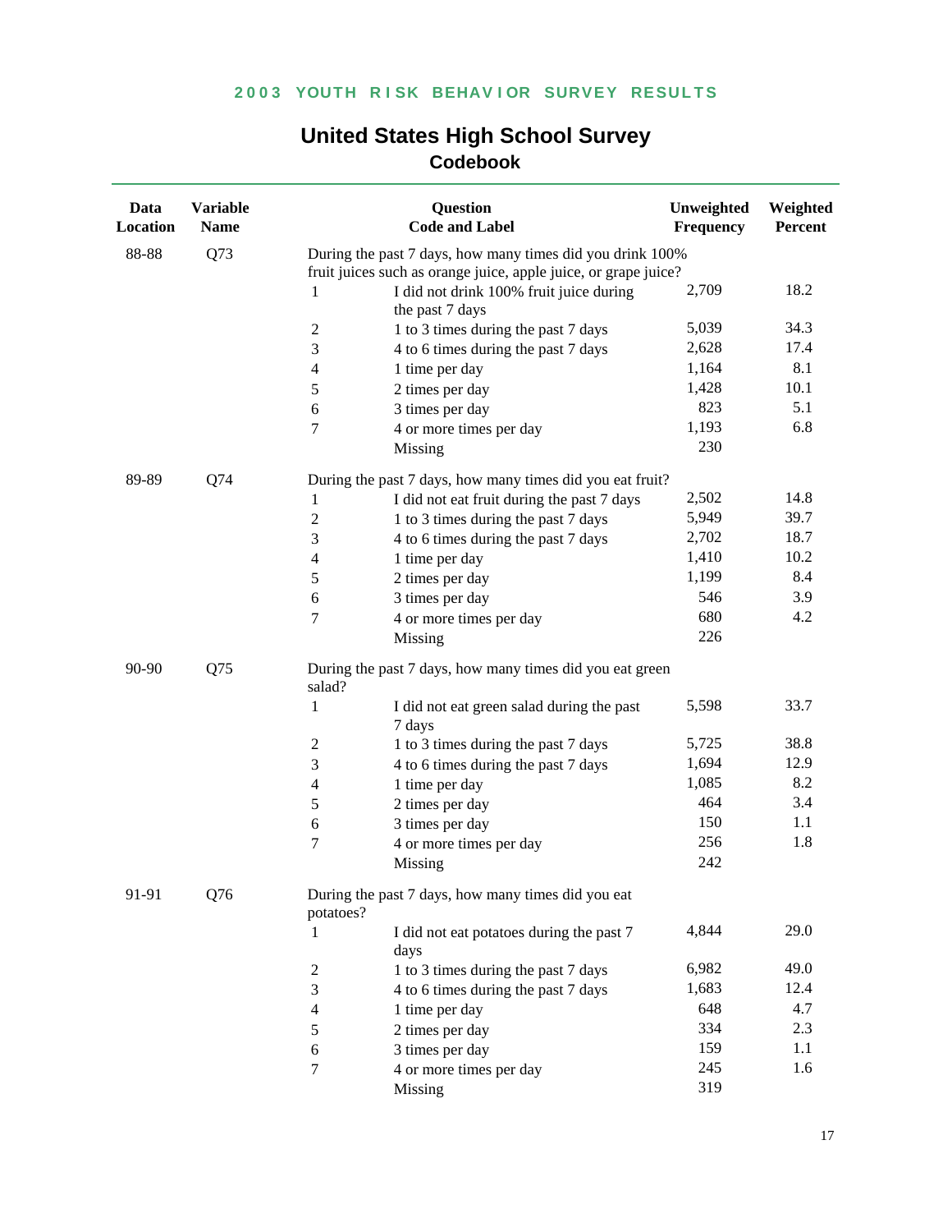# United States High School Survey

## Codebook

| Data Location | Variable Name | Question Code and Label | | Unweighted Frequency | Weighted Percent |
|---|---|---|---|---|---|
| 88-88 | Q73 | During the past 7 days, how many times did you drink 100% fruit juices such as orange juice, apple juice, or grape juice? | | | |
| | | 1 | I did not drink 100% fruit juice during the past 7 days | 2,709 | 18.2 |
| | | 2 | 1 to 3 times during the past 7 days | 5,039 | 34.3 |
| | | 3 | 4 to 6 times during the past 7 days | 2,628 | 17.4 |
| | | 4 | 1 time per day | 1,164 | 8.1 |
| | | 5 | 2 times per day | 1,428 | 10.1 |
| | | 6 | 3 times per day | 823 | 5.1 |
| | | 7 | 4 or more times per day | 1,193 | 6.8 |
| | | | Missing | 230 | |
| 89-89 | Q74 | During the past 7 days, how many times did you eat fruit? | | | |
| | | 1 | I did not eat fruit during the past 7 days | 2,502 | 14.8 |
| | | 2 | 1 to 3 times during the past 7 days | 5,949 | 39.7 |
| | | 3 | 4 to 6 times during the past 7 days | 2,702 | 18.7 |
| | | 4 | 1 time per day | 1,410 | 10.2 |
| | | 5 | 2 times per day | 1,199 | 8.4 |
| | | 6 | 3 times per day | 546 | 3.9 |
| | | 7 | 4 or more times per day | 680 | 4.2 |
| | | | Missing | 226 | |
| 90-90 | Q75 | During the past 7 days, how many times did you eat green salad? | | | |
| | | 1 | I did not eat green salad during the past 7 days | 5,598 | 33.7 |
| | | 2 | 1 to 3 times during the past 7 days | 5,725 | 38.8 |
| | | 3 | 4 to 6 times during the past 7 days | 1,694 | 12.9 |
| | | 4 | 1 time per day | 1,085 | 8.2 |
| | | 5 | 2 times per day | 464 | 3.4 |
| | | 6 | 3 times per day | 150 | 1.1 |
| | | 7 | 4 or more times per day | 256 | 1.8 |
| | | | Missing | 242 | |
| 91-91 | Q76 | During the past 7 days, how many times did you eat potatoes? | | | |
| | | 1 | I did not eat potatoes during the past 7 days | 4,844 | 29.0 |
| | | 2 | 1 to 3 times during the past 7 days | 6,982 | 49.0 |
| | | 3 | 4 to 6 times during the past 7 days | 1,683 | 12.4 |
| | | 4 | 1 time per day | 648 | 4.7 |
| | | 5 | 2 times per day | 334 | 2.3 |
| | | 6 | 3 times per day | 159 | 1.1 |
| | | 7 | 4 or more times per day | 245 | 1.6 |
| | | | Missing | 319 | |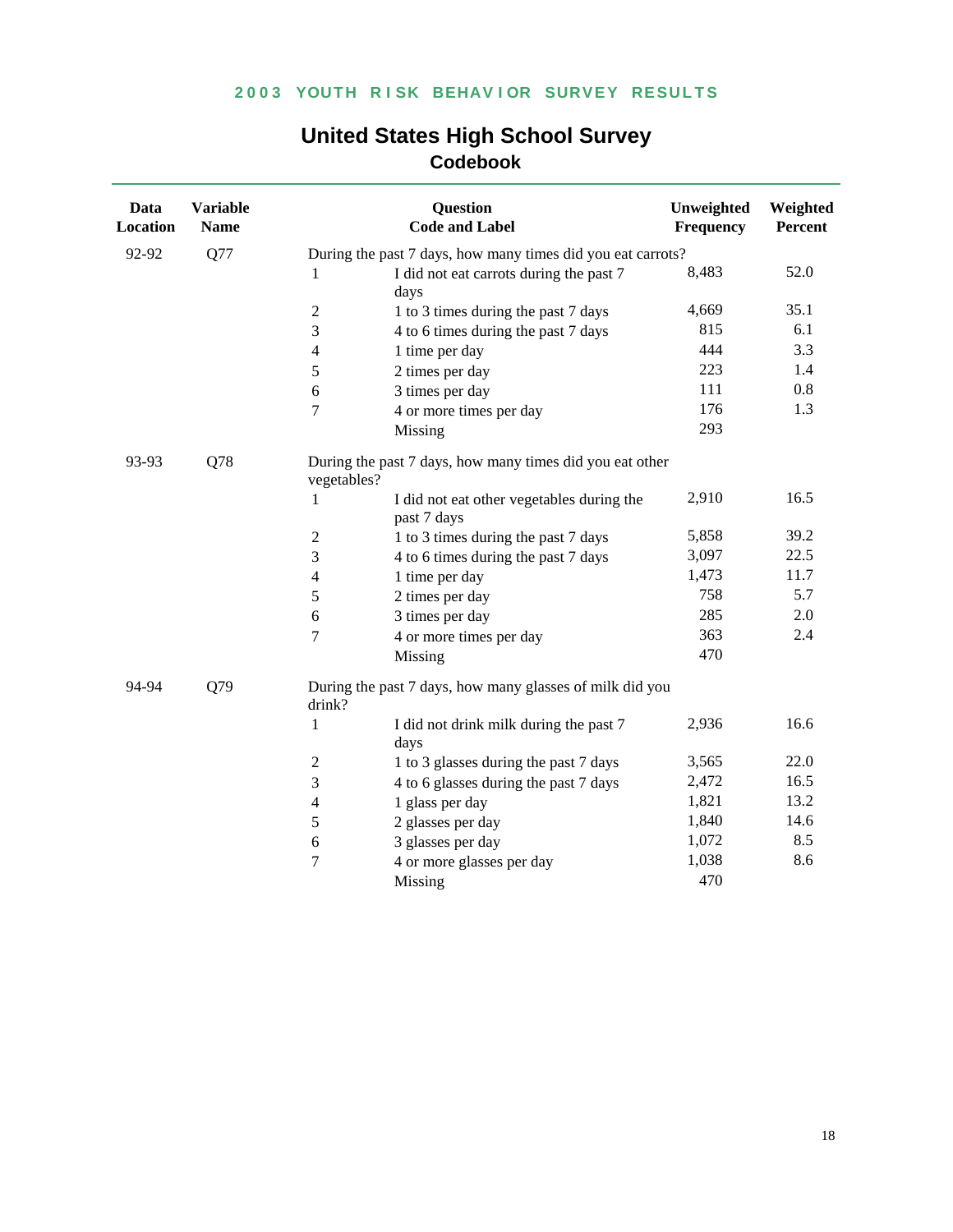## 2003 YOUTH RISK BEHAVIOR SURVEY RESULTS

# United States High School Survey
## Codebook

| Data Location | Variable Name | Question Code | Label | Unweighted Frequency | Weighted Percent |
|---|---|---|---|---|---|
| 92-92 | Q77 | During the past 7 days, how many times did you eat carrots? | | | |
| | | 1 | I did not eat carrots during the past 7 days | 8,483 | 52.0 |
| | | 2 | 1 to 3 times during the past 7 days | 4,669 | 35.1 |
| | | 3 | 4 to 6 times during the past 7 days | 815 | 6.1 |
| | | 4 | 1 time per day | 444 | 3.3 |
| | | 5 | 2 times per day | 223 | 1.4 |
| | | 6 | 3 times per day | 111 | 0.8 |
| | | 7 | 4 or more times per day | 176 | 1.3 |
| | | | Missing | 293 | |
| 93-93 | Q78 | During the past 7 days, how many times did you eat other vegetables? | | | |
| | | 1 | I did not eat other vegetables during the past 7 days | 2,910 | 16.5 |
| | | 2 | 1 to 3 times during the past 7 days | 5,858 | 39.2 |
| | | 3 | 4 to 6 times during the past 7 days | 3,097 | 22.5 |
| | | 4 | 1 time per day | 1,473 | 11.7 |
| | | 5 | 2 times per day | 758 | 5.7 |
| | | 6 | 3 times per day | 285 | 2.0 |
| | | 7 | 4 or more times per day | 363 | 2.4 |
| | | | Missing | 470 | |
| 94-94 | Q79 | During the past 7 days, how many glasses of milk did you drink? | | | |
| | | 1 | I did not drink milk during the past 7 days | 2,936 | 16.6 |
| | | 2 | 1 to 3 glasses during the past 7 days | 3,565 | 22.0 |
| | | 3 | 4 to 6 glasses during the past 7 days | 2,472 | 16.5 |
| | | 4 | 1 glass per day | 1,821 | 13.2 |
| | | 5 | 2 glasses per day | 1,840 | 14.6 |
| | | 6 | 3 glasses per day | 1,072 | 8.5 |
| | | 7 | 4 or more glasses per day | 1,038 | 8.6 |
| | | | Missing | 470 | |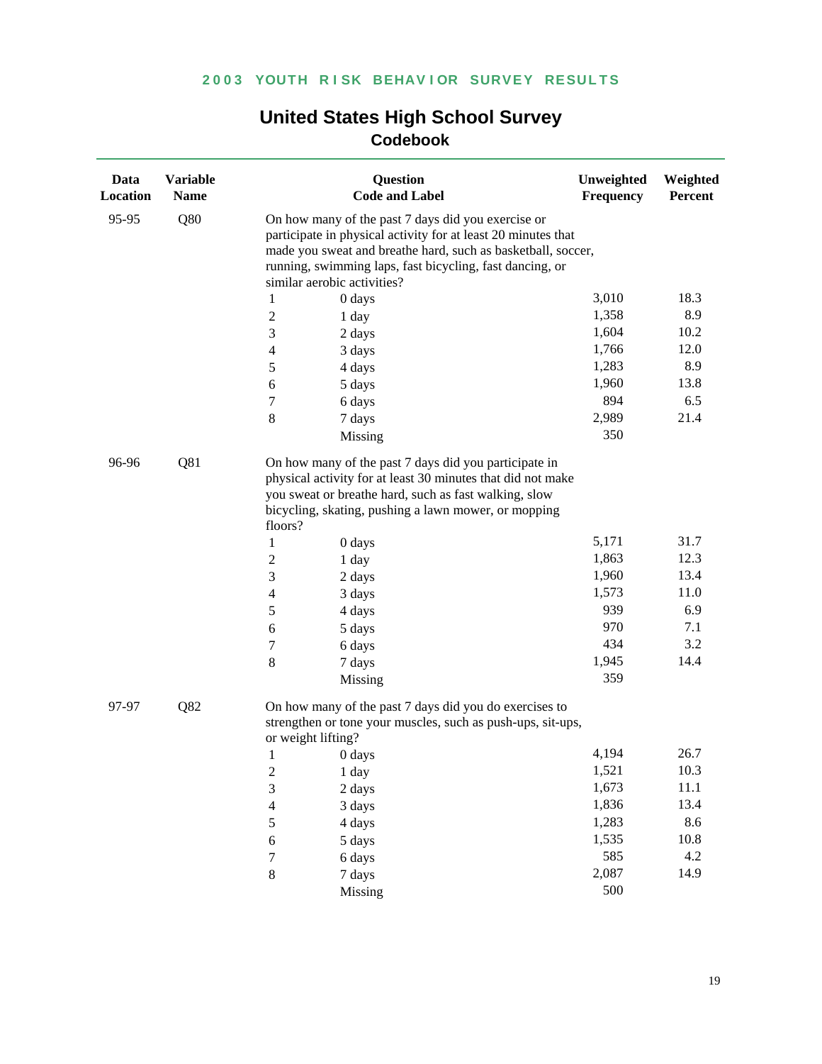# United States High School Survey
## Codebook

| Data Location | Variable Name | Question Code and Label | | Unweighted Frequency | Weighted Percent |
|---|---|---|---|---|---|
| 95-95 | Q80 | On how many of the past 7 days did you exercise or participate in physical activity for at least 20 minutes that made you sweat and breathe hard, such as basketball, soccer, running, swimming laps, fast bicycling, fast dancing, or similar aerobic activities? | | | |
| | | 1 | 0 days | 3,010 | 18.3 |
| | | 2 | 1 day | 1,358 | 8.9 |
| | | 3 | 2 days | 1,604 | 10.2 |
| | | 4 | 3 days | 1,766 | 12.0 |
| | | 5 | 4 days | 1,283 | 8.9 |
| | | 6 | 5 days | 1,960 | 13.8 |
| | | 7 | 6 days | 894 | 6.5 |
| | | 8 | 7 days | 2,989 | 21.4 |
| | | | Missing | 350 | |
| 96-96 | Q81 | On how many of the past 7 days did you participate in physical activity for at least 30 minutes that did not make you sweat or breathe hard, such as fast walking, slow bicycling, skating, pushing a lawn mower, or mopping floors? | | | |
| | | 1 | 0 days | 5,171 | 31.7 |
| | | 2 | 1 day | 1,863 | 12.3 |
| | | 3 | 2 days | 1,960 | 13.4 |
| | | 4 | 3 days | 1,573 | 11.0 |
| | | 5 | 4 days | 939 | 6.9 |
| | | 6 | 5 days | 970 | 7.1 |
| | | 7 | 6 days | 434 | 3.2 |
| | | 8 | 7 days | 1,945 | 14.4 |
| | | | Missing | 359 | |
| 97-97 | Q82 | On how many of the past 7 days did you do exercises to strengthen or tone your muscles, such as push-ups, sit-ups, or weight lifting? | | | |
| | | 1 | 0 days | 4,194 | 26.7 |
| | | 2 | 1 day | 1,521 | 10.3 |
| | | 3 | 2 days | 1,673 | 11.1 |
| | | 4 | 3 days | 1,836 | 13.4 |
| | | 5 | 4 days | 1,283 | 8.6 |
| | | 6 | 5 days | 1,535 | 10.8 |
| | | 7 | 6 days | 585 | 4.2 |
| | | 8 | 7 days | 2,087 | 14.9 |
| | | | Missing | 500 | |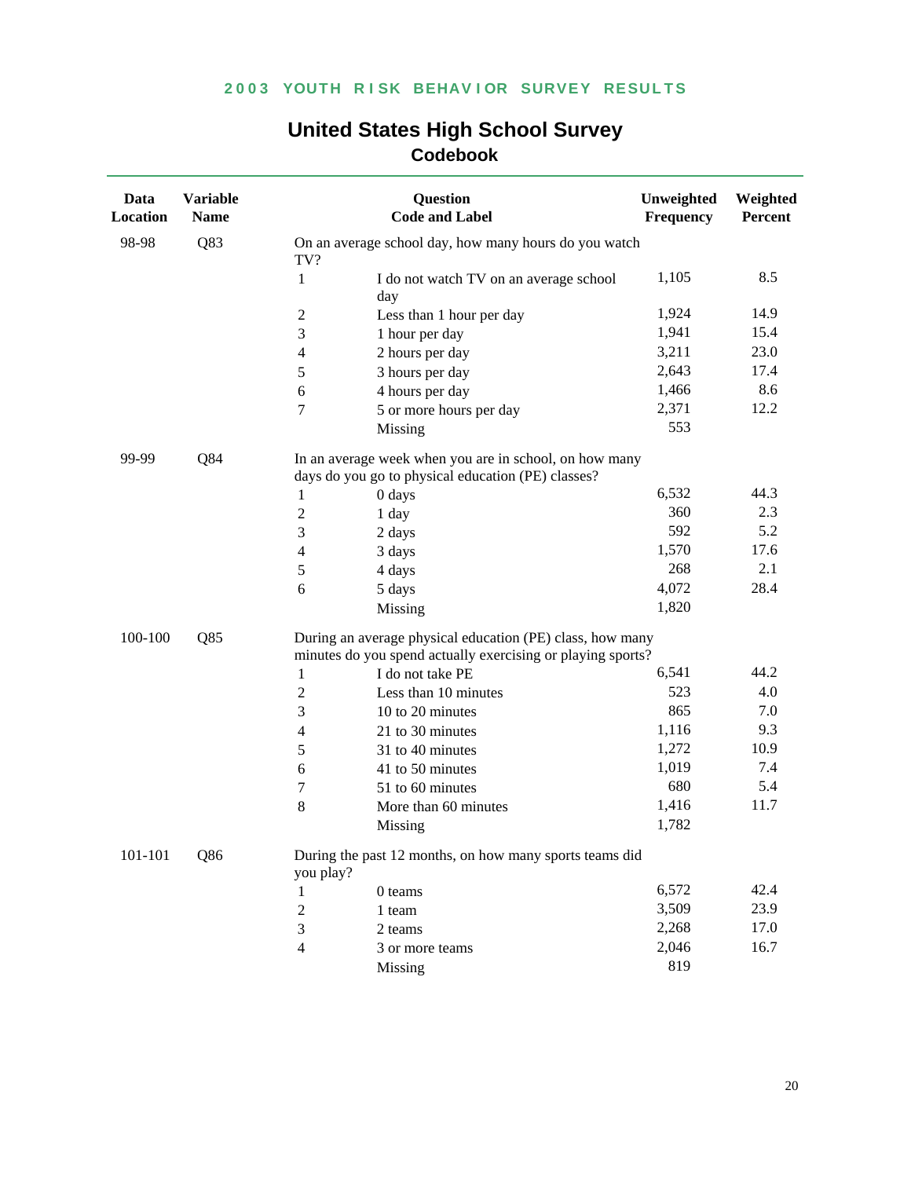## 2003 YOUTH RISK BEHAVIOR SURVEY RESULTS

# United States High School Survey

## Codebook

| Data Location | Variable Name | Question Code and Label | | Unweighted Frequency | Weighted Percent |
|---|---|---|---|---|---|
| 98-98 | Q83 | On an average school day, how many hours do you watch TV? | | | |
| | | 1 | I do not watch TV on an average school day | 1,105 | 8.5 |
| | | 2 | Less than 1 hour per day | 1,924 | 14.9 |
| | | 3 | 1 hour per day | 1,941 | 15.4 |
| | | 4 | 2 hours per day | 3,211 | 23.0 |
| | | 5 | 3 hours per day | 2,643 | 17.4 |
| | | 6 | 4 hours per day | 1,466 | 8.6 |
| | | 7 | 5 or more hours per day | 2,371 | 12.2 |
| | | | Missing | 553 | |
| 99-99 | Q84 | In an average week when you are in school, on how many days do you go to physical education (PE) classes? | | | |
| | | 1 | 0 days | 6,532 | 44.3 |
| | | 2 | 1 day | 360 | 2.3 |
| | | 3 | 2 days | 592 | 5.2 |
| | | 4 | 3 days | 1,570 | 17.6 |
| | | 5 | 4 days | 268 | 2.1 |
| | | 6 | 5 days | 4,072 | 28.4 |
| | | | Missing | 1,820 | |
| 100-100 | Q85 | During an average physical education (PE) class, how many minutes do you spend actually exercising or playing sports? | | | |
| | | 1 | I do not take PE | 6,541 | 44.2 |
| | | 2 | Less than 10 minutes | 523 | 4.0 |
| | | 3 | 10 to 20 minutes | 865 | 7.0 |
| | | 4 | 21 to 30 minutes | 1,116 | 9.3 |
| | | 5 | 31 to 40 minutes | 1,272 | 10.9 |
| | | 6 | 41 to 50 minutes | 1,019 | 7.4 |
| | | 7 | 51 to 60 minutes | 680 | 5.4 |
| | | 8 | More than 60 minutes | 1,416 | 11.7 |
| | | | Missing | 1,782 | |
| 101-101 | Q86 | During the past 12 months, on how many sports teams did you play? | | | |
| | | 1 | 0 teams | 6,572 | 42.4 |
| | | 2 | 1 team | 3,509 | 23.9 |
| | | 3 | 2 teams | 2,268 | 17.0 |
| | | 4 | 3 or more teams | 2,046 | 16.7 |
| | | | Missing | 819 | |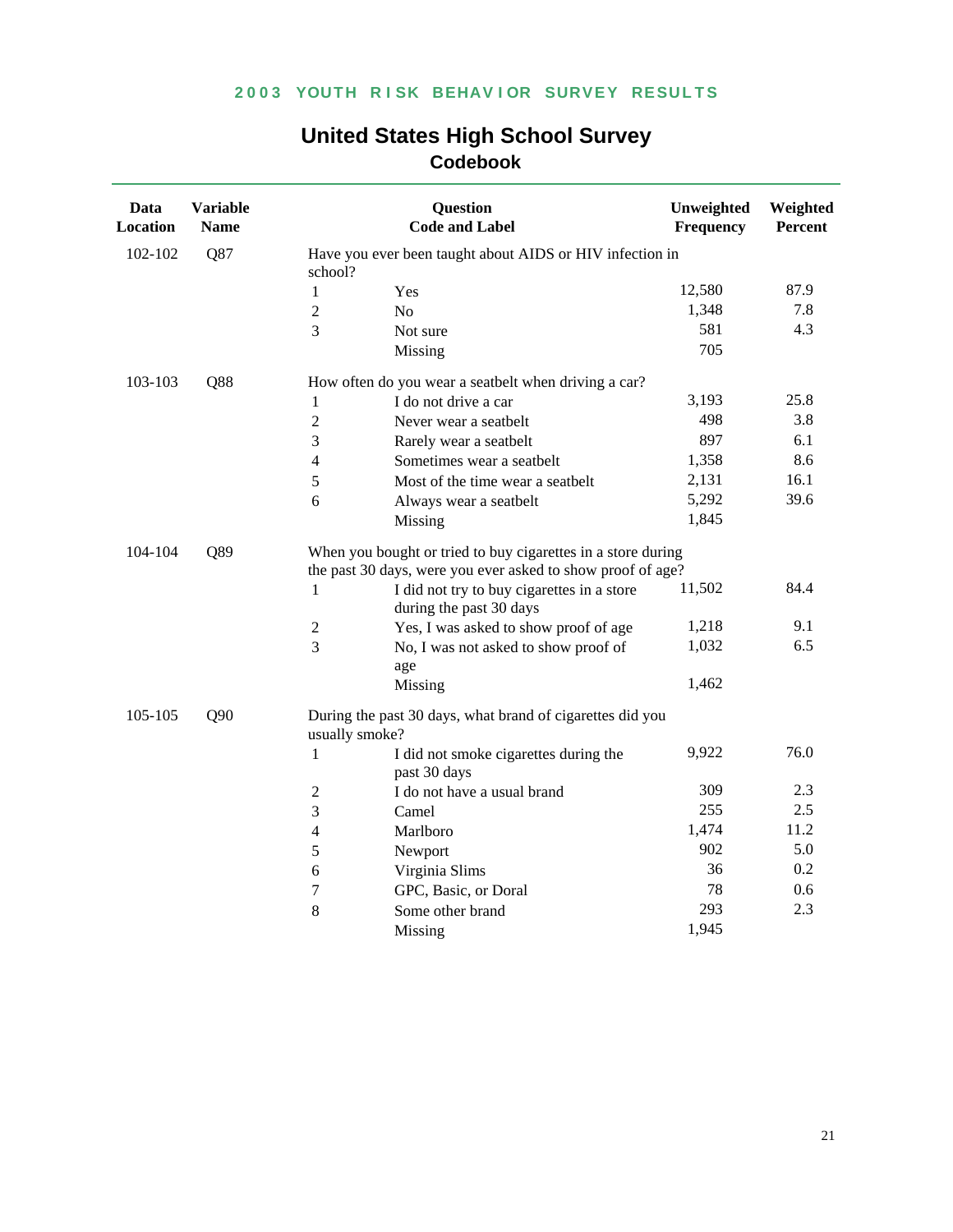# United States High School Survey

## Codebook

| Data Location | Variable Name | Question Code and Label | | Unweighted Frequency | Weighted Percent |
|---|---|---|---|---|---|
| 102-102 | Q87 | Have you ever been taught about AIDS or HIV infection in school? | | | |
| | | 1 | Yes | 12,580 | 87.9 |
| | | 2 | No | 1,348 | 7.8 |
| | | 3 | Not sure | 581 | 4.3 |
| | | | Missing | 705 | |
| 103-103 | Q88 | How often do you wear a seatbelt when driving a car? | | | |
| | | 1 | I do not drive a car | 3,193 | 25.8 |
| | | 2 | Never wear a seatbelt | 498 | 3.8 |
| | | 3 | Rarely wear a seatbelt | 897 | 6.1 |
| | | 4 | Sometimes wear a seatbelt | 1,358 | 8.6 |
| | | 5 | Most of the time wear a seatbelt | 2,131 | 16.1 |
| | | 6 | Always wear a seatbelt | 5,292 | 39.6 |
| | | | Missing | 1,845 | |
| 104-104 | Q89 | When you bought or tried to buy cigarettes in a store during the past 30 days, were you ever asked to show proof of age? | | | |
| | | 1 | I did not try to buy cigarettes in a store during the past 30 days | 11,502 | 84.4 |
| | | 2 | Yes, I was asked to show proof of age | 1,218 | 9.1 |
| | | 3 | No, I was not asked to show proof of age | 1,032 | 6.5 |
| | | | Missing | 1,462 | |
| 105-105 | Q90 | During the past 30 days, what brand of cigarettes did you usually smoke? | | | |
| | | 1 | I did not smoke cigarettes during the past 30 days | 9,922 | 76.0 |
| | | 2 | I do not have a usual brand | 309 | 2.3 |
| | | 3 | Camel | 255 | 2.5 |
| | | 4 | Marlboro | 1,474 | 11.2 |
| | | 5 | Newport | 902 | 5.0 |
| | | 6 | Virginia Slims | 36 | 0.2 |
| | | 7 | GPC, Basic, or Doral | 78 | 0.6 |
| | | 8 | Some other brand | 293 | 2.3 |
| | | | Missing | 1,945 | |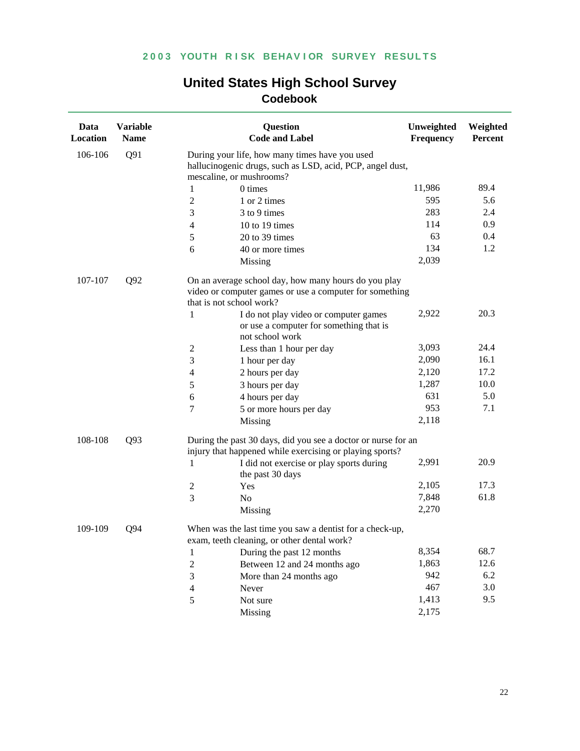2003 YOUTH RISK BEHAVIOR SURVEY RESULTS

# United States High School Survey

## Codebook

| Data Location | Variable Name | Question Code and Label | | Unweighted Frequency | Weighted Percent |
|---|---|---|---|---|---|
| 106-106 | Q91 | During your life, how many times have you used hallucinogenic drugs, such as LSD, acid, PCP, angel dust, mescaline, or mushrooms? | | | |
| | | 1 | 0 times | 11,986 | 89.4 |
| | | 2 | 1 or 2 times | 595 | 5.6 |
| | | 3 | 3 to 9 times | 283 | 2.4 |
| | | 4 | 10 to 19 times | 114 | 0.9 |
| | | 5 | 20 to 39 times | 63 | 0.4 |
| | | 6 | 40 or more times | 134 | 1.2 |
| | | | Missing | 2,039 | |
| 107-107 | Q92 | On an average school day, how many hours do you play video or computer games or use a computer for something that is not school work? | | | |
| | | 1 | I do not play video or computer games or use a computer for something that is not school work | 2,922 | 20.3 |
| | | 2 | Less than 1 hour per day | 3,093 | 24.4 |
| | | 3 | 1 hour per day | 2,090 | 16.1 |
| | | 4 | 2 hours per day | 2,120 | 17.2 |
| | | 5 | 3 hours per day | 1,287 | 10.0 |
| | | 6 | 4 hours per day | 631 | 5.0 |
| | | 7 | 5 or more hours per day | 953 | 7.1 |
| | | | Missing | 2,118 | |
| 108-108 | Q93 | During the past 30 days, did you see a doctor or nurse for an injury that happened while exercising or playing sports? | | | |
| | | 1 | I did not exercise or play sports during the past 30 days | 2,991 | 20.9 |
| | | 2 | Yes | 2,105 | 17.3 |
| | | 3 | No | 7,848 | 61.8 |
| | | | Missing | 2,270 | |
| 109-109 | Q94 | When was the last time you saw a dentist for a check-up, exam, teeth cleaning, or other dental work? | | | |
| | | 1 | During the past 12 months | 8,354 | 68.7 |
| | | 2 | Between 12 and 24 months ago | 1,863 | 12.6 |
| | | 3 | More than 24 months ago | 942 | 6.2 |
| | | 4 | Never | 467 | 3.0 |
| | | 5 | Not sure | 1,413 | 9.5 |
| | | | Missing | 2,175 | |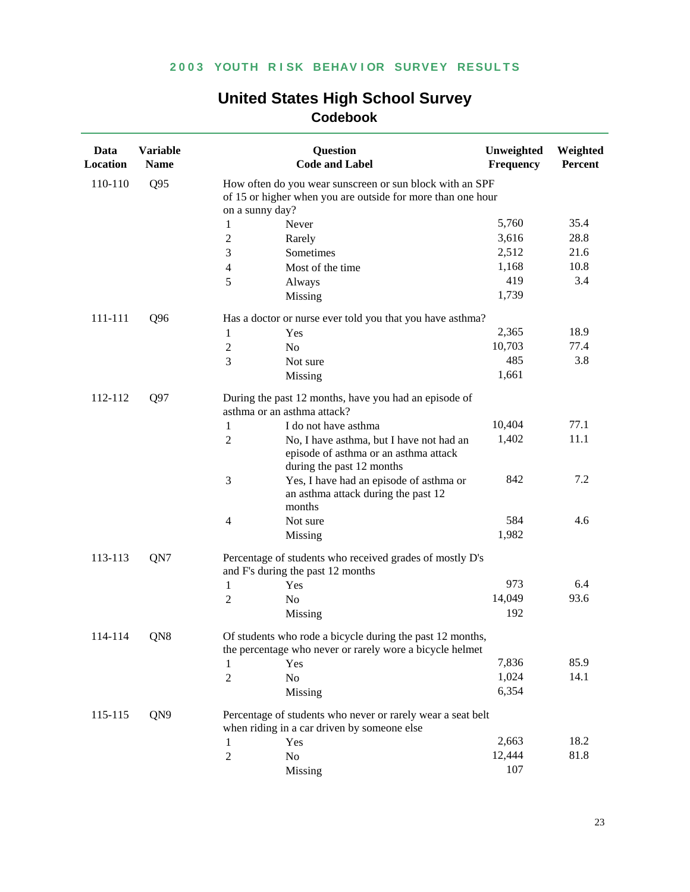## 2003 YOUTH RISK BEHAVIOR SURVEY RESULTS

# United States High School Survey

## Codebook

| Data Location | Variable Name | Question Code and Label | | Unweighted Frequency | Weighted Percent |
|---|---|---|---|---|---|
| 110-110 | Q95 | How often do you wear sunscreen or sun block with an SPF of 15 or higher when you are outside for more than one hour on a sunny day? | | | |
| | | 1 | Never | 5,760 | 35.4 |
| | | 2 | Rarely | 3,616 | 28.8 |
| | | 3 | Sometimes | 2,512 | 21.6 |
| | | 4 | Most of the time | 1,168 | 10.8 |
| | | 5 | Always | 419 | 3.4 |
| | | | Missing | 1,739 | |
| 111-111 | Q96 | Has a doctor or nurse ever told you that you have asthma? | | | |
| | | 1 | Yes | 2,365 | 18.9 |
| | | 2 | No | 10,703 | 77.4 |
| | | 3 | Not sure | 485 | 3.8 |
| | | | Missing | 1,661 | |
| 112-112 | Q97 | During the past 12 months, have you had an episode of asthma or an asthma attack? | | | |
| | | 1 | I do not have asthma | 10,404 | 77.1 |
| | | 2 | No, I have asthma, but I have not had an episode of asthma or an asthma attack during the past 12 months | 1,402 | 11.1 |
| | | 3 | Yes, I have had an episode of asthma or an asthma attack during the past 12 months | 842 | 7.2 |
| | | 4 | Not sure | 584 | 4.6 |
| | | | Missing | 1,982 | |
| 113-113 | QN7 | Percentage of students who received grades of mostly D's and F's during the past 12 months | | | |
| | | 1 | Yes | 973 | 6.4 |
| | | 2 | No | 14,049 | 93.6 |
| | | | Missing | 192 | |
| 114-114 | QN8 | Of students who rode a bicycle during the past 12 months, the percentage who never or rarely wore a bicycle helmet | | | |
| | | 1 | Yes | 7,836 | 85.9 |
| | | 2 | No | 1,024 | 14.1 |
| | | | Missing | 6,354 | |
| 115-115 | QN9 | Percentage of students who never or rarely wear a seat belt when riding in a car driven by someone else | | | |
| | | 1 | Yes | 2,663 | 18.2 |
| | | 2 | No | 12,444 | 81.8 |
| | | | Missing | 107 | |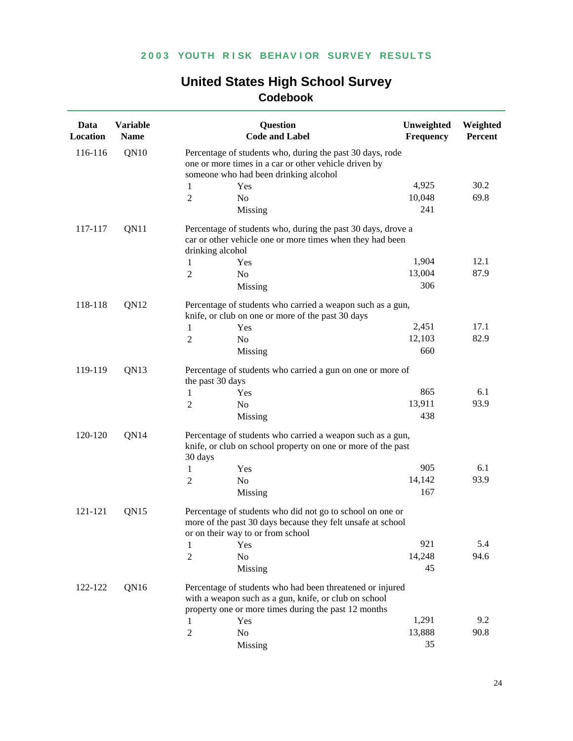## 2003 YOUTH RISK BEHAVIOR SURVEY RESULTS

# United States High School Survey

## Codebook

| Data Location | Variable Name | Question Code and Label | | Unweighted Frequency | Weighted Percent |
|---|---|---|---|---|---|
| 116-116 | QN10 | Percentage of students who, during the past 30 days, rode one or more times in a car or other vehicle driven by someone who had been drinking alcohol | | | |
| | | 1 | Yes | 4,925 | 30.2 |
| | | 2 | No | 10,048 | 69.8 |
| | | | Missing | 241 | |
| 117-117 | QN11 | Percentage of students who, during the past 30 days, drove a car or other vehicle one or more times when they had been drinking alcohol | | | |
| | | 1 | Yes | 1,904 | 12.1 |
| | | 2 | No | 13,004 | 87.9 |
| | | | Missing | 306 | |
| 118-118 | QN12 | Percentage of students who carried a weapon such as a gun, knife, or club on one or more of the past 30 days | | | |
| | | 1 | Yes | 2,451 | 17.1 |
| | | 2 | No | 12,103 | 82.9 |
| | | | Missing | 660 | |
| 119-119 | QN13 | Percentage of students who carried a gun on one or more of the past 30 days | | | |
| | | 1 | Yes | 865 | 6.1 |
| | | 2 | No | 13,911 | 93.9 |
| | | | Missing | 438 | |
| 120-120 | QN14 | Percentage of students who carried a weapon such as a gun, knife, or club on school property on one or more of the past 30 days | | | |
| | | 1 | Yes | 905 | 6.1 |
| | | 2 | No | 14,142 | 93.9 |
| | | | Missing | 167 | |
| 121-121 | QN15 | Percentage of students who did not go to school on one or more of the past 30 days because they felt unsafe at school or on their way to or from school | | | |
| | | 1 | Yes | 921 | 5.4 |
| | | 2 | No | 14,248 | 94.6 |
| | | | Missing | 45 | |
| 122-122 | QN16 | Percentage of students who had been threatened or injured with a weapon such as a gun, knife, or club on school property one or more times during the past 12 months | | | |
| | | 1 | Yes | 1,291 | 9.2 |
| | | 2 | No | 13,888 | 90.8 |
| | | | Missing | 35 | |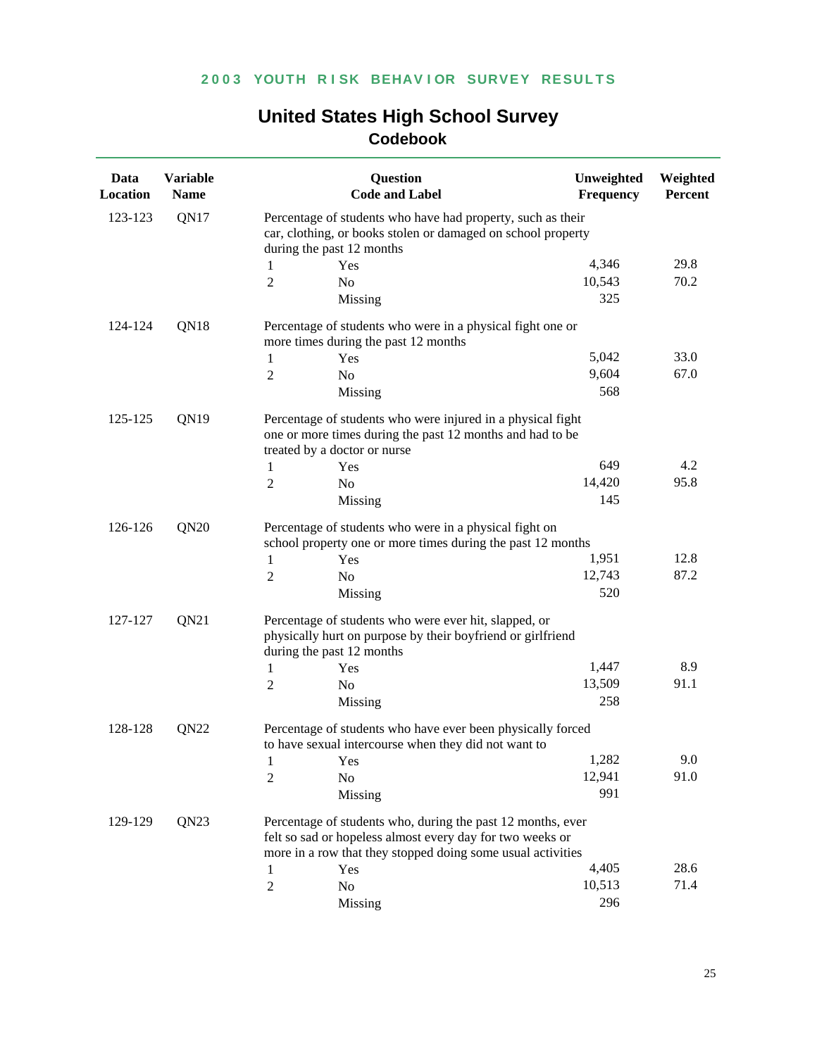## 2003 YOUTH RISK BEHAVIOR SURVEY RESULTS

# United States High School Survey

## Codebook

| Data Location | Variable Name | Question Code and Label | | Unweighted Frequency | Weighted Percent |
|---|---|---|---|---|---|
| 123-123 | QN17 | Percentage of students who have had property, such as their car, clothing, or books stolen or damaged on school property during the past 12 months | | | |
| | | 1 | Yes | 4,346 | 29.8 |
| | | 2 | No | 10,543 | 70.2 |
| | | | Missing | 325 | |
| 124-124 | QN18 | Percentage of students who were in a physical fight one or more times during the past 12 months | | | |
| | | 1 | Yes | 5,042 | 33.0 |
| | | 2 | No | 9,604 | 67.0 |
| | | | Missing | 568 | |
| 125-125 | QN19 | Percentage of students who were injured in a physical fight one or more times during the past 12 months and had to be treated by a doctor or nurse | | | |
| | | 1 | Yes | 649 | 4.2 |
| | | 2 | No | 14,420 | 95.8 |
| | | | Missing | 145 | |
| 126-126 | QN20 | Percentage of students who were in a physical fight on school property one or more times during the past 12 months | | | |
| | | 1 | Yes | 1,951 | 12.8 |
| | | 2 | No | 12,743 | 87.2 |
| | | | Missing | 520 | |
| 127-127 | QN21 | Percentage of students who were ever hit, slapped, or physically hurt on purpose by their boyfriend or girlfriend during the past 12 months | | | |
| | | 1 | Yes | 1,447 | 8.9 |
| | | 2 | No | 13,509 | 91.1 |
| | | | Missing | 258 | |
| 128-128 | QN22 | Percentage of students who have ever been physically forced to have sexual intercourse when they did not want to | | | |
| | | 1 | Yes | 1,282 | 9.0 |
| | | 2 | No | 12,941 | 91.0 |
| | | | Missing | 991 | |
| 129-129 | QN23 | Percentage of students who, during the past 12 months, ever felt so sad or hopeless almost every day for two weeks or more in a row that they stopped doing some usual activities | | | |
| | | 1 | Yes | 4,405 | 28.6 |
| | | 2 | No | 10,513 | 71.4 |
| | | | Missing | 296 | |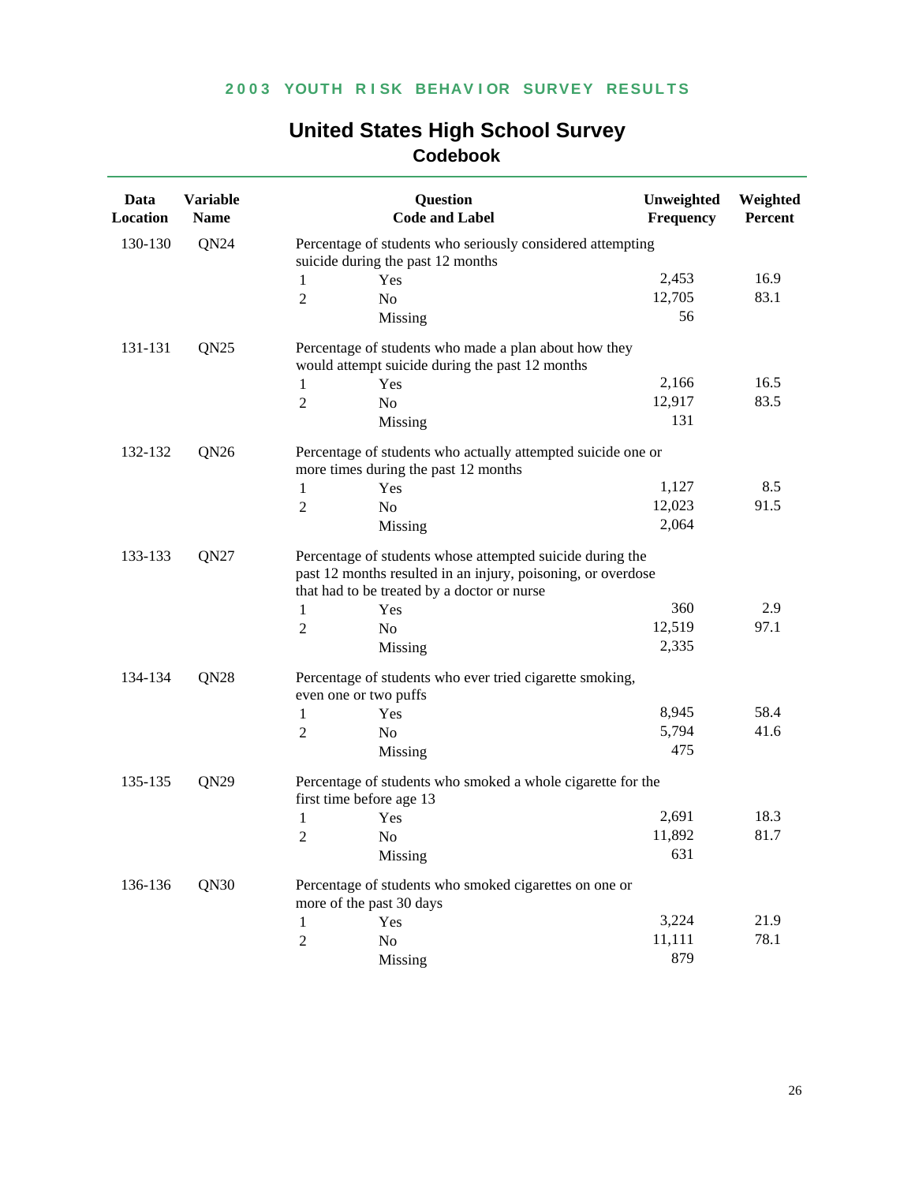# 2003 YOUTH RISK BEHAVIOR SURVEY RESULTS

## United States High School Survey
### Codebook

| Data Location | Variable Name | Question Code and Label | | Unweighted Frequency | Weighted Percent |
|---|---|---|---|---|---|
| 130-130 | QN24 | Percentage of students who seriously considered attempting suicide during the past 12 months | | | |
| | | 1 | Yes | 2,453 | 16.9 |
| | | 2 | No | 12,705 | 83.1 |
| | | | Missing | 56 | |
| 131-131 | QN25 | Percentage of students who made a plan about how they would attempt suicide during the past 12 months | | | |
| | | 1 | Yes | 2,166 | 16.5 |
| | | 2 | No | 12,917 | 83.5 |
| | | | Missing | 131 | |
| 132-132 | QN26 | Percentage of students who actually attempted suicide one or more times during the past 12 months | | | |
| | | 1 | Yes | 1,127 | 8.5 |
| | | 2 | No | 12,023 | 91.5 |
| | | | Missing | 2,064 | |
| 133-133 | QN27 | Percentage of students whose attempted suicide during the past 12 months resulted in an injury, poisoning, or overdose that had to be treated by a doctor or nurse | | | |
| | | 1 | Yes | 360 | 2.9 |
| | | 2 | No | 12,519 | 97.1 |
| | | | Missing | 2,335 | |
| 134-134 | QN28 | Percentage of students who ever tried cigarette smoking, even one or two puffs | | | |
| | | 1 | Yes | 8,945 | 58.4 |
| | | 2 | No | 5,794 | 41.6 |
| | | | Missing | 475 | |
| 135-135 | QN29 | Percentage of students who smoked a whole cigarette for the first time before age 13 | | | |
| | | 1 | Yes | 2,691 | 18.3 |
| | | 2 | No | 11,892 | 81.7 |
| | | | Missing | 631 | |
| 136-136 | QN30 | Percentage of students who smoked cigarettes on one or more of the past 30 days | | | |
| | | 1 | Yes | 3,224 | 21.9 |
| | | 2 | No | 11,111 | 78.1 |
| | | | Missing | 879 | |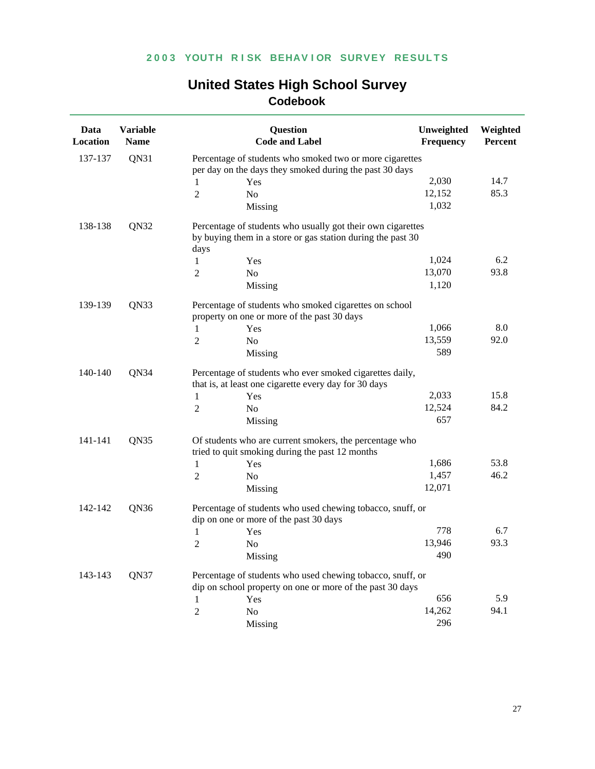## United States High School Survey
### Codebook

| Data Location | Variable Name | Question Code and Label | | Unweighted Frequency | Weighted Percent |
|---|---|---|---|---|---|
| 137-137 | QN31 | Percentage of students who smoked two or more cigarettes per day on the days they smoked during the past 30 days | | | |
| | | 1 | Yes | 2,030 | 14.7 |
| | | 2 | No | 12,152 | 85.3 |
| | | | Missing | 1,032 | |
| 138-138 | QN32 | Percentage of students who usually got their own cigarettes by buying them in a store or gas station during the past 30 days | | | |
| | | 1 | Yes | 1,024 | 6.2 |
| | | 2 | No | 13,070 | 93.8 |
| | | | Missing | 1,120 | |
| 139-139 | QN33 | Percentage of students who smoked cigarettes on school property on one or more of the past 30 days | | | |
| | | 1 | Yes | 1,066 | 8.0 |
| | | 2 | No | 13,559 | 92.0 |
| | | | Missing | 589 | |
| 140-140 | QN34 | Percentage of students who ever smoked cigarettes daily, that is, at least one cigarette every day for 30 days | | | |
| | | 1 | Yes | 2,033 | 15.8 |
| | | 2 | No | 12,524 | 84.2 |
| | | | Missing | 657 | |
| 141-141 | QN35 | Of students who are current smokers, the percentage who tried to quit smoking during the past 12 months | | | |
| | | 1 | Yes | 1,686 | 53.8 |
| | | 2 | No | 1,457 | 46.2 |
| | | | Missing | 12,071 | |
| 142-142 | QN36 | Percentage of students who used chewing tobacco, snuff, or dip on one or more of the past 30 days | | | |
| | | 1 | Yes | 778 | 6.7 |
| | | 2 | No | 13,946 | 93.3 |
| | | | Missing | 490 | |
| 143-143 | QN37 | Percentage of students who used chewing tobacco, snuff, or dip on school property on one or more of the past 30 days | | | |
| | | 1 | Yes | 656 | 5.9 |
| | | 2 | No | 14,262 | 94.1 |
| | | | Missing | 296 | |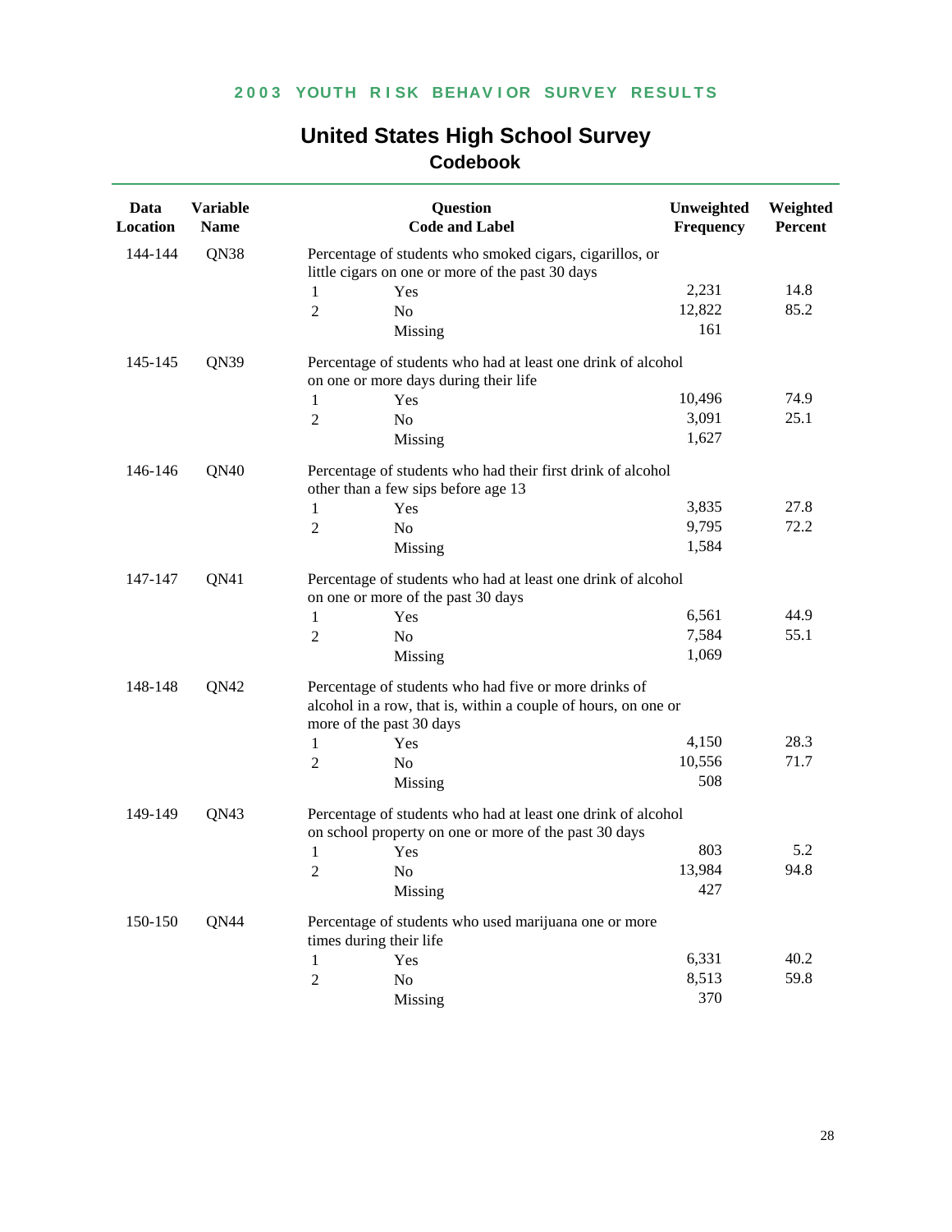## 2003 YOUTH RISK BEHAVIOR SURVEY RESULTS

# United States High School Survey

## Codebook

| Data Location | Variable Name | Question Code and Label | | Unweighted Frequency | Weighted Percent |
|---|---|---|---|---|---|
| 144-144 | QN38 | Percentage of students who smoked cigars, cigarillos, or little cigars on one or more of the past 30 days | | | |
| | | 1 | Yes | 2,231 | 14.8 |
| | | 2 | No | 12,822 | 85.2 |
| | | | Missing | 161 | |
| 145-145 | QN39 | Percentage of students who had at least one drink of alcohol on one or more days during their life | | | |
| | | 1 | Yes | 10,496 | 74.9 |
| | | 2 | No | 3,091 | 25.1 |
| | | | Missing | 1,627 | |
| 146-146 | QN40 | Percentage of students who had their first drink of alcohol other than a few sips before age 13 | | | |
| | | 1 | Yes | 3,835 | 27.8 |
| | | 2 | No | 9,795 | 72.2 |
| | | | Missing | 1,584 | |
| 147-147 | QN41 | Percentage of students who had at least one drink of alcohol on one or more of the past 30 days | | | |
| | | 1 | Yes | 6,561 | 44.9 |
| | | 2 | No | 7,584 | 55.1 |
| | | | Missing | 1,069 | |
| 148-148 | QN42 | Percentage of students who had five or more drinks of alcohol in a row, that is, within a couple of hours, on one or more of the past 30 days | | | |
| | | 1 | Yes | 4,150 | 28.3 |
| | | 2 | No | 10,556 | 71.7 |
| | | | Missing | 508 | |
| 149-149 | QN43 | Percentage of students who had at least one drink of alcohol on school property on one or more of the past 30 days | | | |
| | | 1 | Yes | 803 | 5.2 |
| | | 2 | No | 13,984 | 94.8 |
| | | | Missing | 427 | |
| 150-150 | QN44 | Percentage of students who used marijuana one or more times during their life | | | |
| | | 1 | Yes | 6,331 | 40.2 |
| | | 2 | No | 8,513 | 59.8 |
| | | | Missing | 370 | |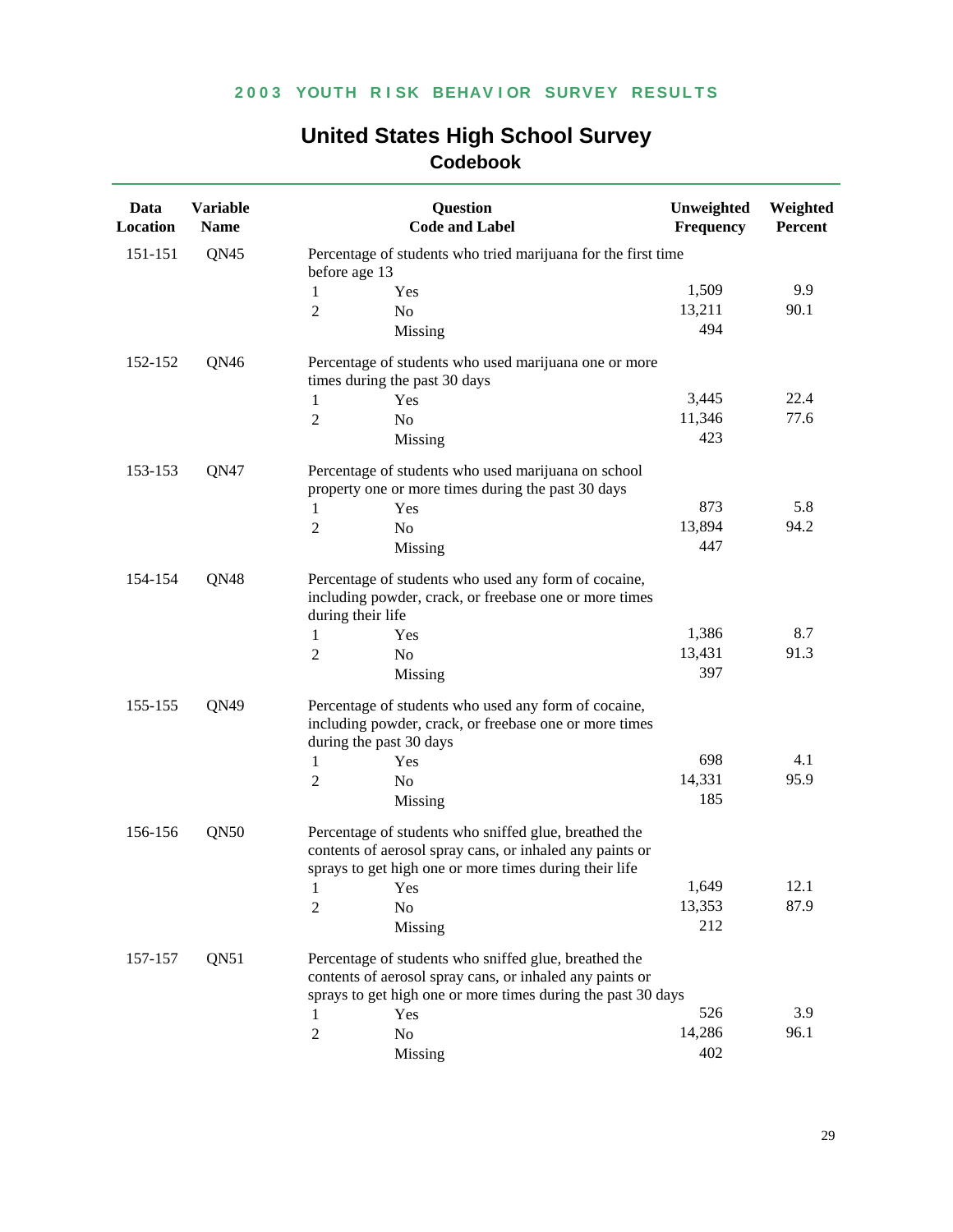# United States High School Survey

## Codebook

| Data Location | Variable Name | Question Code and Label | | Unweighted Frequency | Weighted Percent |
|---|---|---|---|---|---|
| 151-151 | QN45 | Percentage of students who tried marijuana for the first time before age 13 | | | |
| | | 1 | Yes | 1,509 | 9.9 |
| | | 2 | No | 13,211 | 90.1 |
| | | | Missing | 494 | |
| 152-152 | QN46 | Percentage of students who used marijuana one or more times during the past 30 days | | | |
| | | 1 | Yes | 3,445 | 22.4 |
| | | 2 | No | 11,346 | 77.6 |
| | | | Missing | 423 | |
| 153-153 | QN47 | Percentage of students who used marijuana on school property one or more times during the past 30 days | | | |
| | | 1 | Yes | 873 | 5.8 |
| | | 2 | No | 13,894 | 94.2 |
| | | | Missing | 447 | |
| 154-154 | QN48 | Percentage of students who used any form of cocaine, including powder, crack, or freebase one or more times during their life | | | |
| | | 1 | Yes | 1,386 | 8.7 |
| | | 2 | No | 13,431 | 91.3 |
| | | | Missing | 397 | |
| 155-155 | QN49 | Percentage of students who used any form of cocaine, including powder, crack, or freebase one or more times during the past 30 days | | | |
| | | 1 | Yes | 698 | 4.1 |
| | | 2 | No | 14,331 | 95.9 |
| | | | Missing | 185 | |
| 156-156 | QN50 | Percentage of students who sniffed glue, breathed the contents of aerosol spray cans, or inhaled any paints or sprays to get high one or more times during their life | | | |
| | | 1 | Yes | 1,649 | 12.1 |
| | | 2 | No | 13,353 | 87.9 |
| | | | Missing | 212 | |
| 157-157 | QN51 | Percentage of students who sniffed glue, breathed the contents of aerosol spray cans, or inhaled any paints or sprays to get high one or more times during the past 30 days | | | |
| | | 1 | Yes | 526 | 3.9 |
| | | 2 | No | 14,286 | 96.1 |
| | | | Missing | 402 | |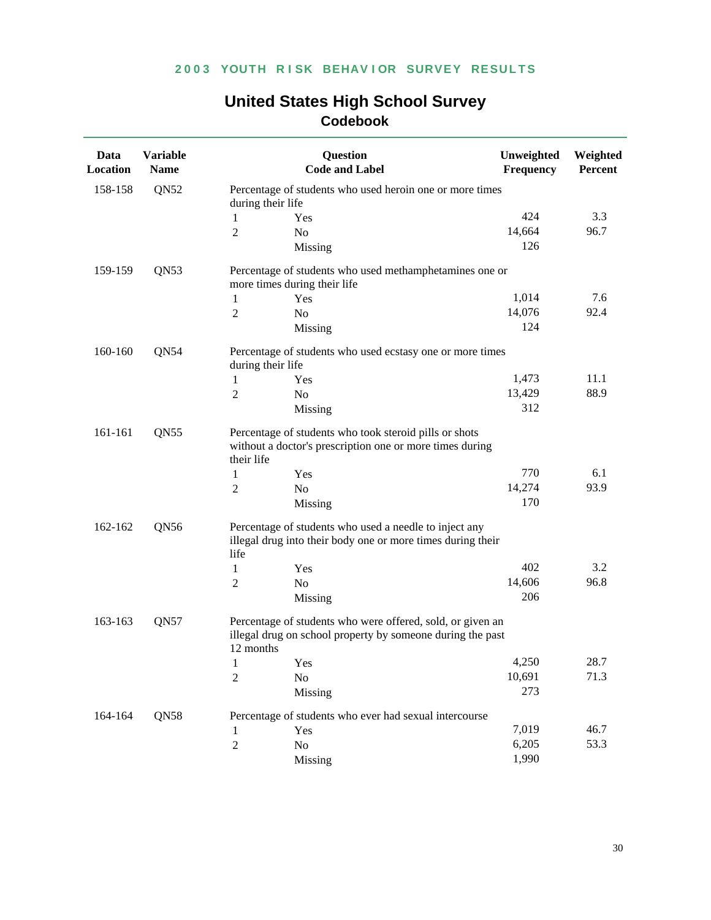## 2003 YOUTH RISK BEHAVIOR SURVEY RESULTS

# United States High School Survey
## Codebook

| Data Location | Variable Name | Question Code and Label | | Unweighted Frequency | Weighted Percent |
|---|---|---|---|---|---|
| 158-158 | QN52 | Percentage of students who used heroin one or more times during their life | | | |
| | | 1 | Yes | 424 | 3.3 |
| | | 2 | No | 14,664 | 96.7 |
| | | | Missing | 126 | |
| 159-159 | QN53 | Percentage of students who used methamphetamines one or more times during their life | | | |
| | | 1 | Yes | 1,014 | 7.6 |
| | | 2 | No | 14,076 | 92.4 |
| | | | Missing | 124 | |
| 160-160 | QN54 | Percentage of students who used ecstasy one or more times during their life | | | |
| | | 1 | Yes | 1,473 | 11.1 |
| | | 2 | No | 13,429 | 88.9 |
| | | | Missing | 312 | |
| 161-161 | QN55 | Percentage of students who took steroid pills or shots without a doctor's prescription one or more times during their life | | | |
| | | 1 | Yes | 770 | 6.1 |
| | | 2 | No | 14,274 | 93.9 |
| | | | Missing | 170 | |
| 162-162 | QN56 | Percentage of students who used a needle to inject any illegal drug into their body one or more times during their life | | | |
| | | 1 | Yes | 402 | 3.2 |
| | | 2 | No | 14,606 | 96.8 |
| | | | Missing | 206 | |
| 163-163 | QN57 | Percentage of students who were offered, sold, or given an illegal drug on school property by someone during the past 12 months | | | |
| | | 1 | Yes | 4,250 | 28.7 |
| | | 2 | No | 10,691 | 71.3 |
| | | | Missing | 273 | |
| 164-164 | QN58 | Percentage of students who ever had sexual intercourse | | | |
| | | 1 | Yes | 7,019 | 46.7 |
| | | 2 | No | 6,205 | 53.3 |
| | | | Missing | 1,990 | |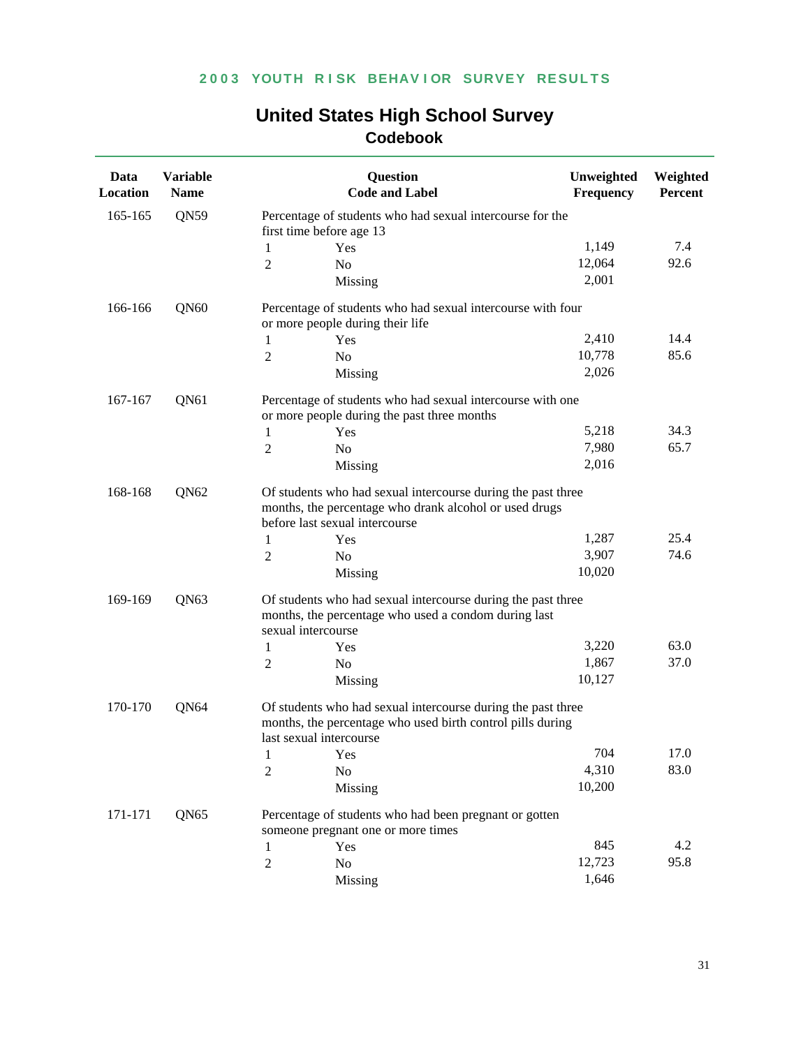## 2003 YOUTH RISK BEHAVIOR SURVEY RESULTS

# United States High School Survey

## Codebook

| Data Location | Variable Name | Question Code and Label | | Unweighted Frequency | Weighted Percent |
|---|---|---|---|---|---|
| 165-165 | QN59 | Percentage of students who had sexual intercourse for the first time before age 13 | | | |
| | | 1 | Yes | 1,149 | 7.4 |
| | | 2 | No | 12,064 | 92.6 |
| | | | Missing | 2,001 | |
| 166-166 | QN60 | Percentage of students who had sexual intercourse with four or more people during their life | | | |
| | | 1 | Yes | 2,410 | 14.4 |
| | | 2 | No | 10,778 | 85.6 |
| | | | Missing | 2,026 | |
| 167-167 | QN61 | Percentage of students who had sexual intercourse with one or more people during the past three months | | | |
| | | 1 | Yes | 5,218 | 34.3 |
| | | 2 | No | 7,980 | 65.7 |
| | | | Missing | 2,016 | |
| 168-168 | QN62 | Of students who had sexual intercourse during the past three months, the percentage who drank alcohol or used drugs before last sexual intercourse | | | |
| | | 1 | Yes | 1,287 | 25.4 |
| | | 2 | No | 3,907 | 74.6 |
| | | | Missing | 10,020 | |
| 169-169 | QN63 | Of students who had sexual intercourse during the past three months, the percentage who used a condom during last sexual intercourse | | | |
| | | 1 | Yes | 3,220 | 63.0 |
| | | 2 | No | 1,867 | 37.0 |
| | | | Missing | 10,127 | |
| 170-170 | QN64 | Of students who had sexual intercourse during the past three months, the percentage who used birth control pills during last sexual intercourse | | | |
| | | 1 | Yes | 704 | 17.0 |
| | | 2 | No | 4,310 | 83.0 |
| | | | Missing | 10,200 | |
| 171-171 | QN65 | Percentage of students who had been pregnant or gotten someone pregnant one or more times | | | |
| | | 1 | Yes | 845 | 4.2 |
| | | 2 | No | 12,723 | 95.8 |
| | | | Missing | 1,646 | |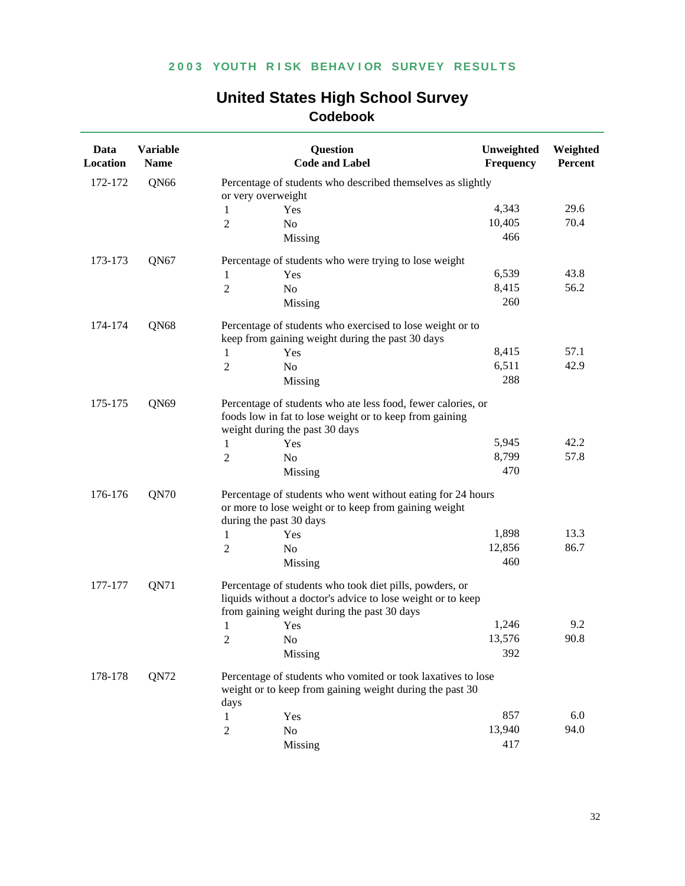## 2003 YOUTH RISK BEHAVIOR SURVEY RESULTS

# United States High School Survey

## Codebook

| Data Location | Variable Name | Question Code and Label | | Unweighted Frequency | Weighted Percent |
|---|---|---|---|---|---|
| 172-172 | QN66 | Percentage of students who described themselves as slightly or very overweight | | | |
| | | 1 | Yes | 4,343 | 29.6 |
| | | 2 | No | 10,405 | 70.4 |
| | | | Missing | 466 | |
| 173-173 | QN67 | Percentage of students who were trying to lose weight | | | |
| | | 1 | Yes | 6,539 | 43.8 |
| | | 2 | No | 8,415 | 56.2 |
| | | | Missing | 260 | |
| 174-174 | QN68 | Percentage of students who exercised to lose weight or to keep from gaining weight during the past 30 days | | | |
| | | 1 | Yes | 8,415 | 57.1 |
| | | 2 | No | 6,511 | 42.9 |
| | | | Missing | 288 | |
| 175-175 | QN69 | Percentage of students who ate less food, fewer calories, or foods low in fat to lose weight or to keep from gaining weight during the past 30 days | | | |
| | | 1 | Yes | 5,945 | 42.2 |
| | | 2 | No | 8,799 | 57.8 |
| | | | Missing | 470 | |
| 176-176 | QN70 | Percentage of students who went without eating for 24 hours or more to lose weight or to keep from gaining weight during the past 30 days | | | |
| | | 1 | Yes | 1,898 | 13.3 |
| | | 2 | No | 12,856 | 86.7 |
| | | | Missing | 460 | |
| 177-177 | QN71 | Percentage of students who took diet pills, powders, or liquids without a doctor's advice to lose weight or to keep from gaining weight during the past 30 days | | | |
| | | 1 | Yes | 1,246 | 9.2 |
| | | 2 | No | 13,576 | 90.8 |
| | | | Missing | 392 | |
| 178-178 | QN72 | Percentage of students who vomited or took laxatives to lose weight or to keep from gaining weight during the past 30 days | | | |
| | | 1 | Yes | 857 | 6.0 |
| | | 2 | No | 13,940 | 94.0 |
| | | | Missing | 417 | |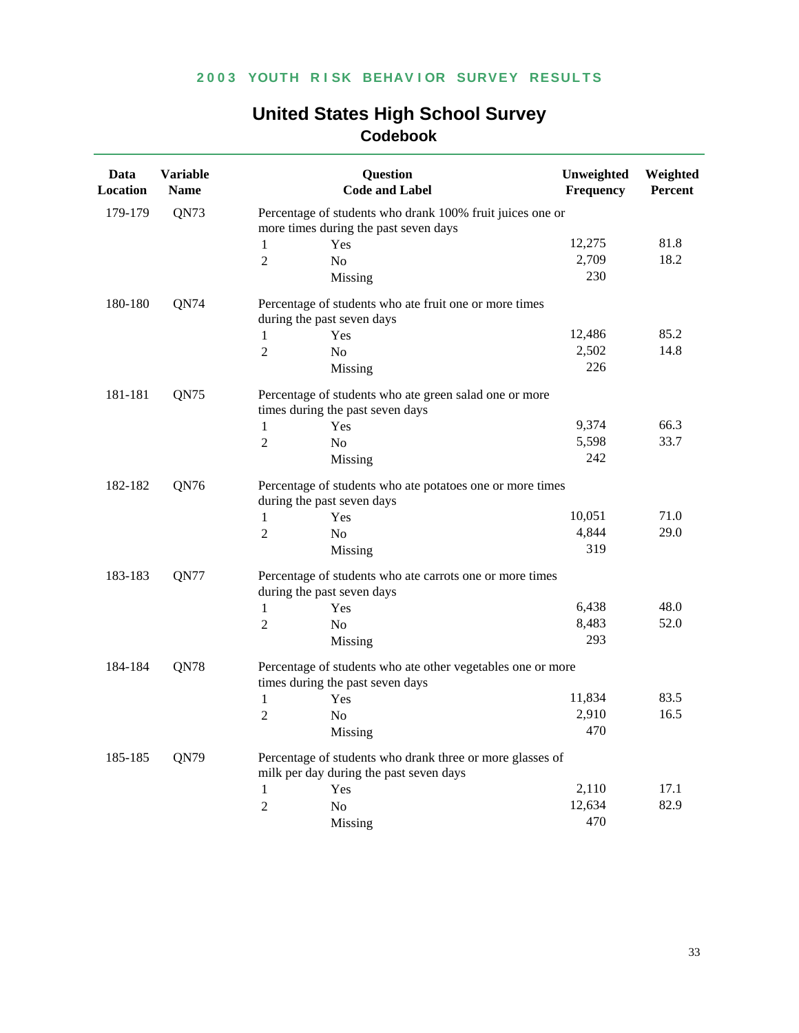## United States High School Survey
### Codebook

| Data Location | Variable Name | Question Code and Label | | Unweighted Frequency | Weighted Percent |
|---|---|---|---|---|---|
| 179-179 | QN73 | Percentage of students who drank 100% fruit juices one or more times during the past seven days | | | |
| | | 1 | Yes | 12,275 | 81.8 |
| | | 2 | No | 2,709 | 18.2 |
| | | | Missing | 230 | |
| 180-180 | QN74 | Percentage of students who ate fruit one or more times during the past seven days | | | |
| | | 1 | Yes | 12,486 | 85.2 |
| | | 2 | No | 2,502 | 14.8 |
| | | | Missing | 226 | |
| 181-181 | QN75 | Percentage of students who ate green salad one or more times during the past seven days | | | |
| | | 1 | Yes | 9,374 | 66.3 |
| | | 2 | No | 5,598 | 33.7 |
| | | | Missing | 242 | |
| 182-182 | QN76 | Percentage of students who ate potatoes one or more times during the past seven days | | | |
| | | 1 | Yes | 10,051 | 71.0 |
| | | 2 | No | 4,844 | 29.0 |
| | | | Missing | 319 | |
| 183-183 | QN77 | Percentage of students who ate carrots one or more times during the past seven days | | | |
| | | 1 | Yes | 6,438 | 48.0 |
| | | 2 | No | 8,483 | 52.0 |
| | | | Missing | 293 | |
| 184-184 | QN78 | Percentage of students who ate other vegetables one or more times during the past seven days | | | |
| | | 1 | Yes | 11,834 | 83.5 |
| | | 2 | No | 2,910 | 16.5 |
| | | | Missing | 470 | |
| 185-185 | QN79 | Percentage of students who drank three or more glasses of milk per day during the past seven days | | | |
| | | 1 | Yes | 2,110 | 17.1 |
| | | 2 | No | 12,634 | 82.9 |
| | | | Missing | 470 | |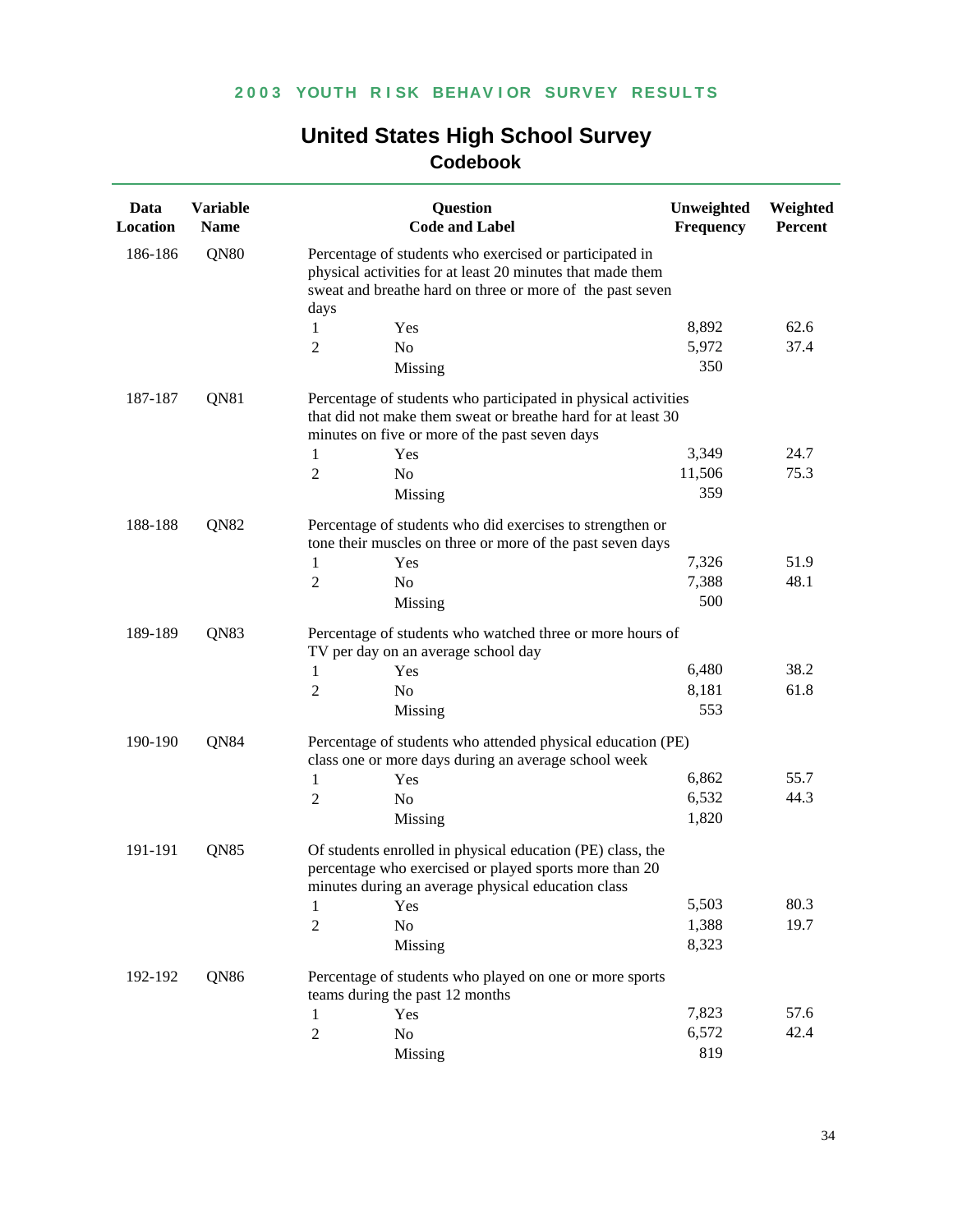## 2003 YOUTH RISK BEHAVIOR SURVEY RESULTS

# United States High School Survey

## Codebook

| Data Location | Variable Name | Question Code and Label | | Unweighted Frequency | Weighted Percent |
|---|---|---|---|---|---|
| 186-186 | QN80 | Percentage of students who exercised or participated in physical activities for at least 20 minutes that made them sweat and breathe hard on three or more of the past seven days | | | |
| | | 1 | Yes | 8,892 | 62.6 |
| | | 2 | No | 5,972 | 37.4 |
| | | | Missing | 350 | |
| 187-187 | QN81 | Percentage of students who participated in physical activities that did not make them sweat or breathe hard for at least 30 minutes on five or more of the past seven days | | | |
| | | 1 | Yes | 3,349 | 24.7 |
| | | 2 | No | 11,506 | 75.3 |
| | | | Missing | 359 | |
| 188-188 | QN82 | Percentage of students who did exercises to strengthen or tone their muscles on three or more of the past seven days | | | |
| | | 1 | Yes | 7,326 | 51.9 |
| | | 2 | No | 7,388 | 48.1 |
| | | | Missing | 500 | |
| 189-189 | QN83 | Percentage of students who watched three or more hours of TV per day on an average school day | | | |
| | | 1 | Yes | 6,480 | 38.2 |
| | | 2 | No | 8,181 | 61.8 |
| | | | Missing | 553 | |
| 190-190 | QN84 | Percentage of students who attended physical education (PE) class one or more days during an average school week | | | |
| | | 1 | Yes | 6,862 | 55.7 |
| | | 2 | No | 6,532 | 44.3 |
| | | | Missing | 1,820 | |
| 191-191 | QN85 | Of students enrolled in physical education (PE) class, the percentage who exercised or played sports more than 20 minutes during an average physical education class | | | |
| | | 1 | Yes | 5,503 | 80.3 |
| | | 2 | No | 1,388 | 19.7 |
| | | | Missing | 8,323 | |
| 192-192 | QN86 | Percentage of students who played on one or more sports teams during the past 12 months | | | |
| | | 1 | Yes | 7,823 | 57.6 |
| | | 2 | No | 6,572 | 42.4 |
| | | | Missing | 819 | |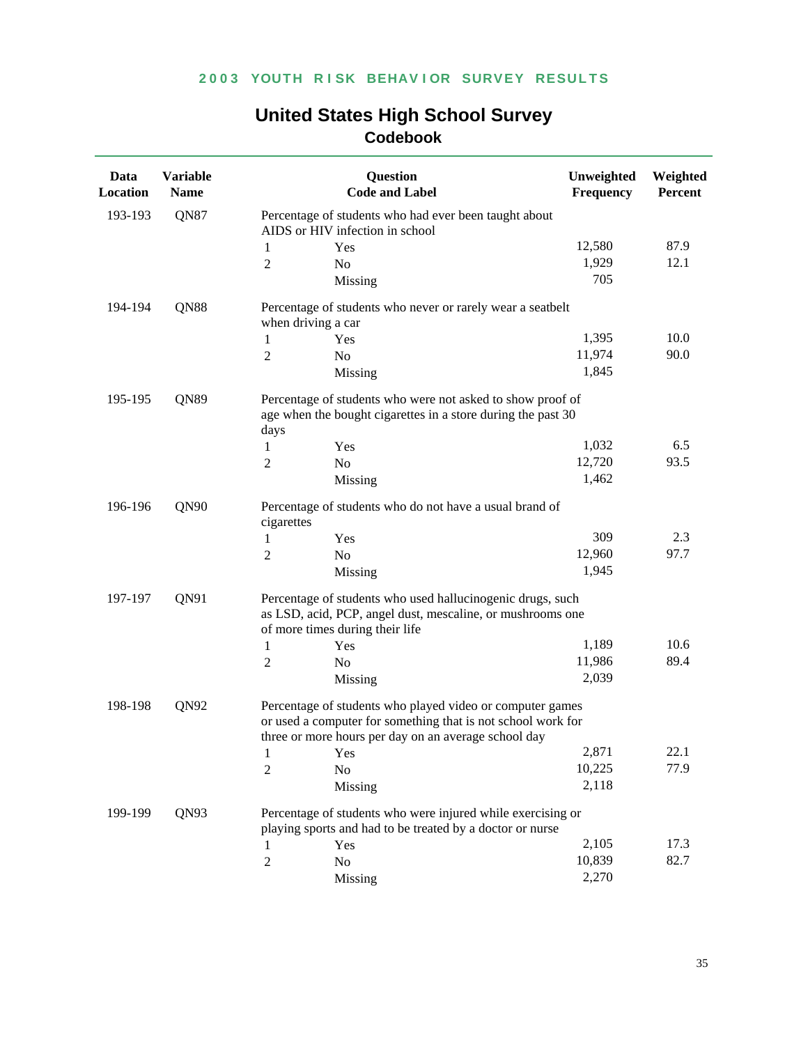# United States High School Survey

## Codebook

| Data Location | Variable Name | Question Code and Label | | Unweighted Frequency | Weighted Percent |
|---|---|---|---|---|---|
| 193-193 | QN87 | Percentage of students who had ever been taught about AIDS or HIV infection in school | | | |
| | | 1 | Yes | 12,580 | 87.9 |
| | | 2 | No | 1,929 | 12.1 |
| | | | Missing | 705 | |
| 194-194 | QN88 | Percentage of students who never or rarely wear a seatbelt when driving a car | | | |
| | | 1 | Yes | 1,395 | 10.0 |
| | | 2 | No | 11,974 | 90.0 |
| | | | Missing | 1,845 | |
| 195-195 | QN89 | Percentage of students who were not asked to show proof of age when the bought cigarettes in a store during the past 30 days | | | |
| | | 1 | Yes | 1,032 | 6.5 |
| | | 2 | No | 12,720 | 93.5 |
| | | | Missing | 1,462 | |
| 196-196 | QN90 | Percentage of students who do not have a usual brand of cigarettes | | | |
| | | 1 | Yes | 309 | 2.3 |
| | | 2 | No | 12,960 | 97.7 |
| | | | Missing | 1,945 | |
| 197-197 | QN91 | Percentage of students who used hallucinogenic drugs, such as LSD, acid, PCP, angel dust, mescaline, or mushrooms one of more times during their life | | | |
| | | 1 | Yes | 1,189 | 10.6 |
| | | 2 | No | 11,986 | 89.4 |
| | | | Missing | 2,039 | |
| 198-198 | QN92 | Percentage of students who played video or computer games or used a computer for something that is not school work for three or more hours per day on an average school day | | | |
| | | 1 | Yes | 2,871 | 22.1 |
| | | 2 | No | 10,225 | 77.9 |
| | | | Missing | 2,118 | |
| 199-199 | QN93 | Percentage of students who were injured while exercising or playing sports and had to be treated by a doctor or nurse | | | |
| | | 1 | Yes | 2,105 | 17.3 |
| | | 2 | No | 10,839 | 82.7 |
| | | | Missing | 2,270 | |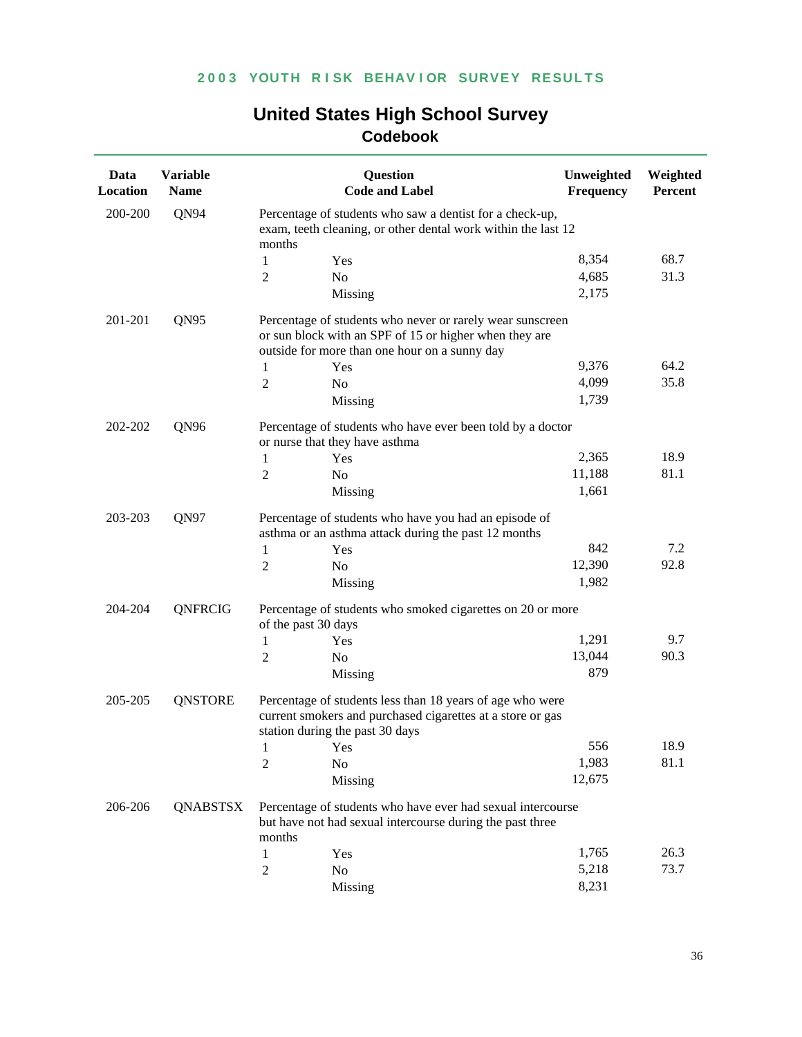2003 YOUTH RISK BEHAVIOR SURVEY RESULTS

# United States High School Survey
## Codebook

| Data Location | Variable Name | Question Code and Label | | Unweighted Frequency | Weighted Percent |
|---|---|---|---|---|---|
| 200-200 | QN94 | Percentage of students who saw a dentist for a check-up, exam, teeth cleaning, or other dental work within the last 12 months | | | |
| | | 1 | Yes | 8,354 | 68.7 |
| | | 2 | No | 4,685 | 31.3 |
| | | | Missing | 2,175 | |
| 201-201 | QN95 | Percentage of students who never or rarely wear sunscreen or sun block with an SPF of 15 or higher when they are outside for more than one hour on a sunny day | | | |
| | | 1 | Yes | 9,376 | 64.2 |
| | | 2 | No | 4,099 | 35.8 |
| | | | Missing | 1,739 | |
| 202-202 | QN96 | Percentage of students who have ever been told by a doctor or nurse that they have asthma | | | |
| | | 1 | Yes | 2,365 | 18.9 |
| | | 2 | No | 11,188 | 81.1 |
| | | | Missing | 1,661 | |
| 203-203 | QN97 | Percentage of students who have you had an episode of asthma or an asthma attack during the past 12 months | | | |
| | | 1 | Yes | 842 | 7.2 |
| | | 2 | No | 12,390 | 92.8 |
| | | | Missing | 1,982 | |
| 204-204 | QNFRCIG | Percentage of students who smoked cigarettes on 20 or more of the past 30 days | | | |
| | | 1 | Yes | 1,291 | 9.7 |
| | | 2 | No | 13,044 | 90.3 |
| | | | Missing | 879 | |
| 205-205 | QNSTORE | Percentage of students less than 18 years of age who were current smokers and purchased cigarettes at a store or gas station during the past 30 days | | | |
| | | 1 | Yes | 556 | 18.9 |
| | | 2 | No | 1,983 | 81.1 |
| | | | Missing | 12,675 | |
| 206-206 | QNABSTSX | Percentage of students who have ever had sexual intercourse but have not had sexual intercourse during the past three months | | | |
| | | 1 | Yes | 1,765 | 26.3 |
| | | 2 | No | 5,218 | 73.7 |
| | | | Missing | 8,231 | |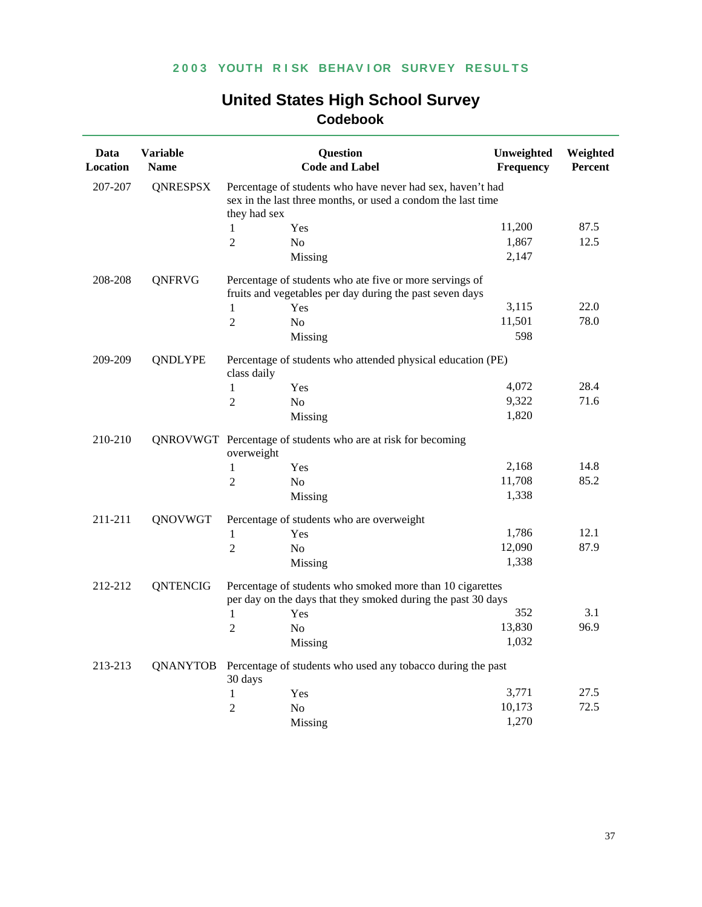## United States High School Survey
### Codebook

| Data Location | Variable Name | Question Code and Label | | Unweighted Frequency | Weighted Percent |
|---|---|---|---|---|---|
| 207-207 | QNRESPSX | Percentage of students who have never had sex, haven't had sex in the last three months, or used a condom the last time they had sex | | | |
| | | 1 | Yes | 11,200 | 87.5 |
| | | 2 | No | 1,867 | 12.5 |
| | | | Missing | 2,147 | |
| 208-208 | QNFRVG | Percentage of students who ate five or more servings of fruits and vegetables per day during the past seven days | | | |
| | | 1 | Yes | 3,115 | 22.0 |
| | | 2 | No | 11,501 | 78.0 |
| | | | Missing | 598 | |
| 209-209 | QNDLYPE | Percentage of students who attended physical education (PE) class daily | | | |
| | | 1 | Yes | 4,072 | 28.4 |
| | | 2 | No | 9,322 | 71.6 |
| | | | Missing | 1,820 | |
| 210-210 | QNROVWGT | Percentage of students who are at risk for becoming overweight | | | |
| | | 1 | Yes | 2,168 | 14.8 |
| | | 2 | No | 11,708 | 85.2 |
| | | | Missing | 1,338 | |
| 211-211 | QNOVWGT | Percentage of students who are overweight | | | |
| | | 1 | Yes | 1,786 | 12.1 |
| | | 2 | No | 12,090 | 87.9 |
| | | | Missing | 1,338 | |
| 212-212 | QNTENCIG | Percentage of students who smoked more than 10 cigarettes per day on the days that they smoked during the past 30 days | | | |
| | | 1 | Yes | 352 | 3.1 |
| | | 2 | No | 13,830 | 96.9 |
| | | | Missing | 1,032 | |
| 213-213 | QNANYTOB | Percentage of students who used any tobacco during the past 30 days | | | |
| | | 1 | Yes | 3,771 | 27.5 |
| | | 2 | No | 10,173 | 72.5 |
| | | | Missing | 1,270 | |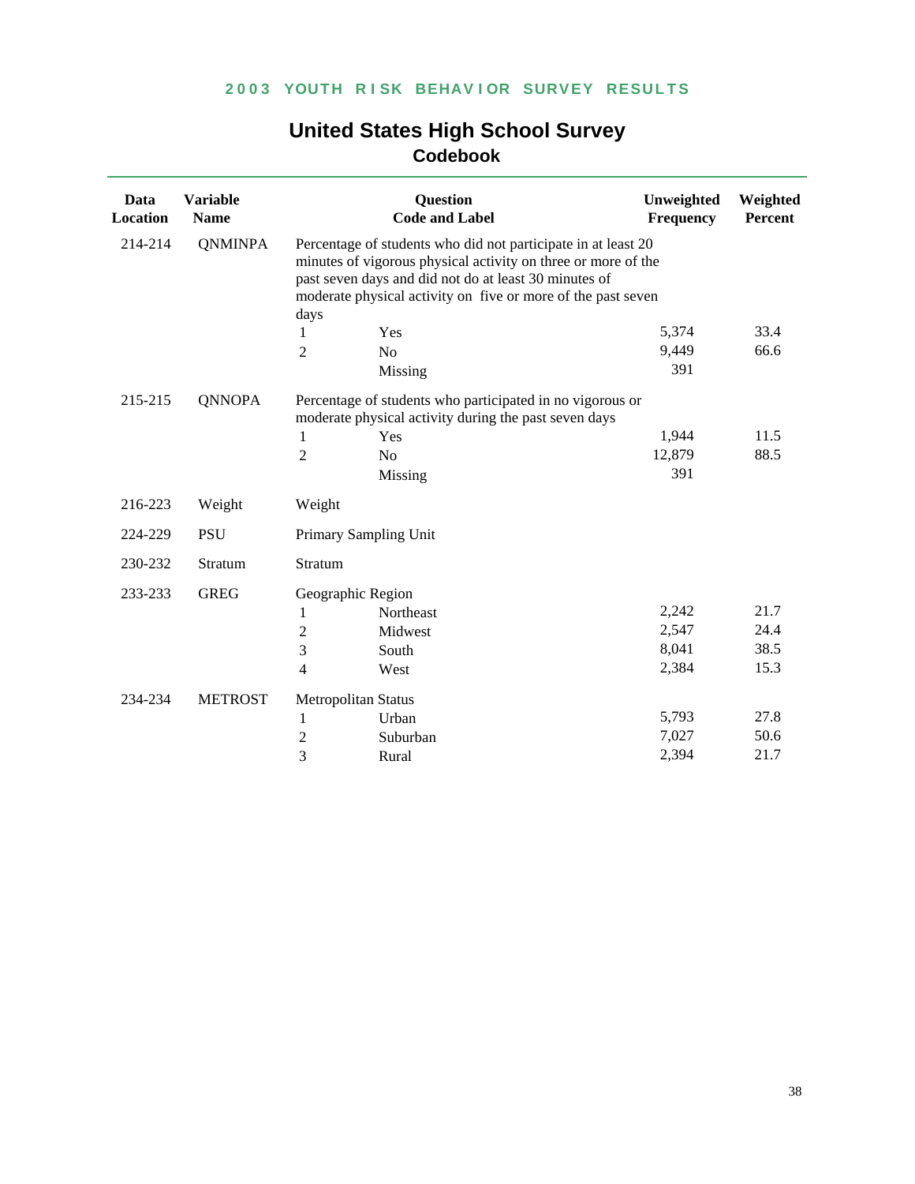# United States High School Survey

## Codebook

| Data Location | Variable Name | Question Code and Label | | Unweighted Frequency | Weighted Percent |
|---|---|---|---|---|---|
| 214-214 | QNMINPA | Percentage of students who did not participate in at least 20 minutes of vigorous physical activity on three or more of the past seven days and did not do at least 30 minutes of moderate physical activity on five or more of the past seven days | | | |
| | | 1 | Yes | 5,374 | 33.4 |
| | | 2 | No | 9,449 | 66.6 |
| | | | Missing | 391 | |
| 215-215 | QNNOPA | Percentage of students who participated in no vigorous or moderate physical activity during the past seven days | | | |
| | | 1 | Yes | 1,944 | 11.5 |
| | | 2 | No | 12,879 | 88.5 |
| | | | Missing | 391 | |
| 216-223 | Weight | Weight | | | |
| 224-229 | PSU | Primary Sampling Unit | | | |
| 230-232 | Stratum | Stratum | | | |
| 233-233 | GREG | Geographic Region | | | |
| | | 1 | Northeast | 2,242 | 21.7 |
| | | 2 | Midwest | 2,547 | 24.4 |
| | | 3 | South | 8,041 | 38.5 |
| | | 4 | West | 2,384 | 15.3 |
| 234-234 | METROST | Metropolitan Status | | | |
| | | 1 | Urban | 5,793 | 27.8 |
| | | 2 | Suburban | 7,027 | 50.6 |
| | | 3 | Rural | 2,394 | 21.7 |